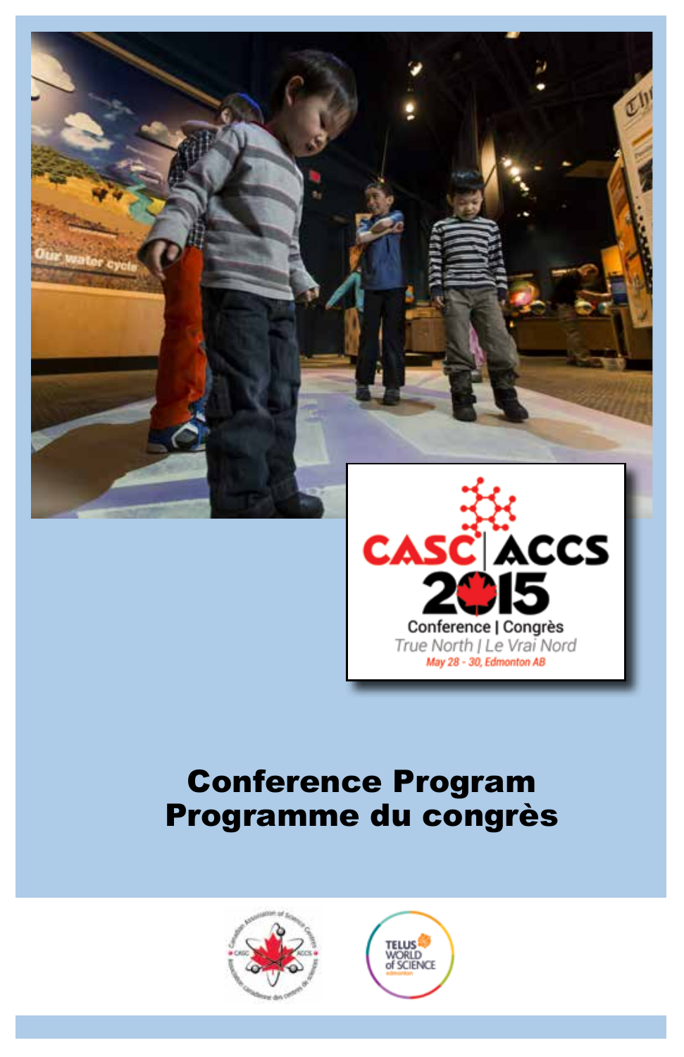CASC | ACCS

2015

Conference | Congrès

True North | Le Vrai Nord

May 28 - 30, Edmonton AB

# Conference Program
# Programme du congrès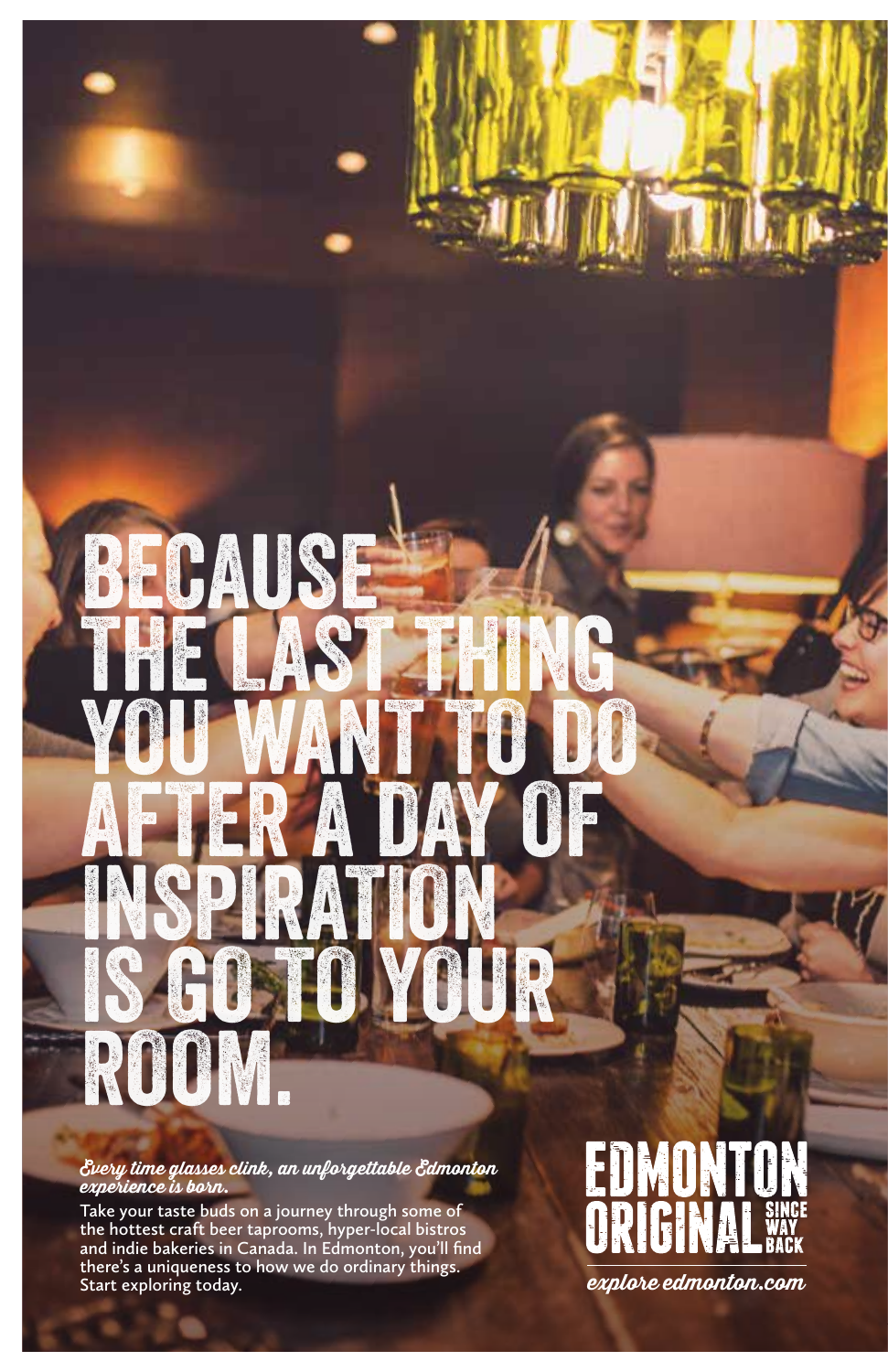# BECAUSE THE LAST THING YOU WANT TO DO AFTER A DAY OF INSPIRATION IS GO TO YOUR ROOM.

*Every time glasses clink, an unforgettable Edmonton experience is born.*

Take your taste buds on a journey through some of the hottest craft beer taprooms, hyper-local bistros and indie bakeries in Canada. In Edmonton, you'll find there's a uniqueness to how we do ordinary things. Start exploring today.

EDMONTON ORIGINAL SINCE WAY BACK

*explore edmonton.com*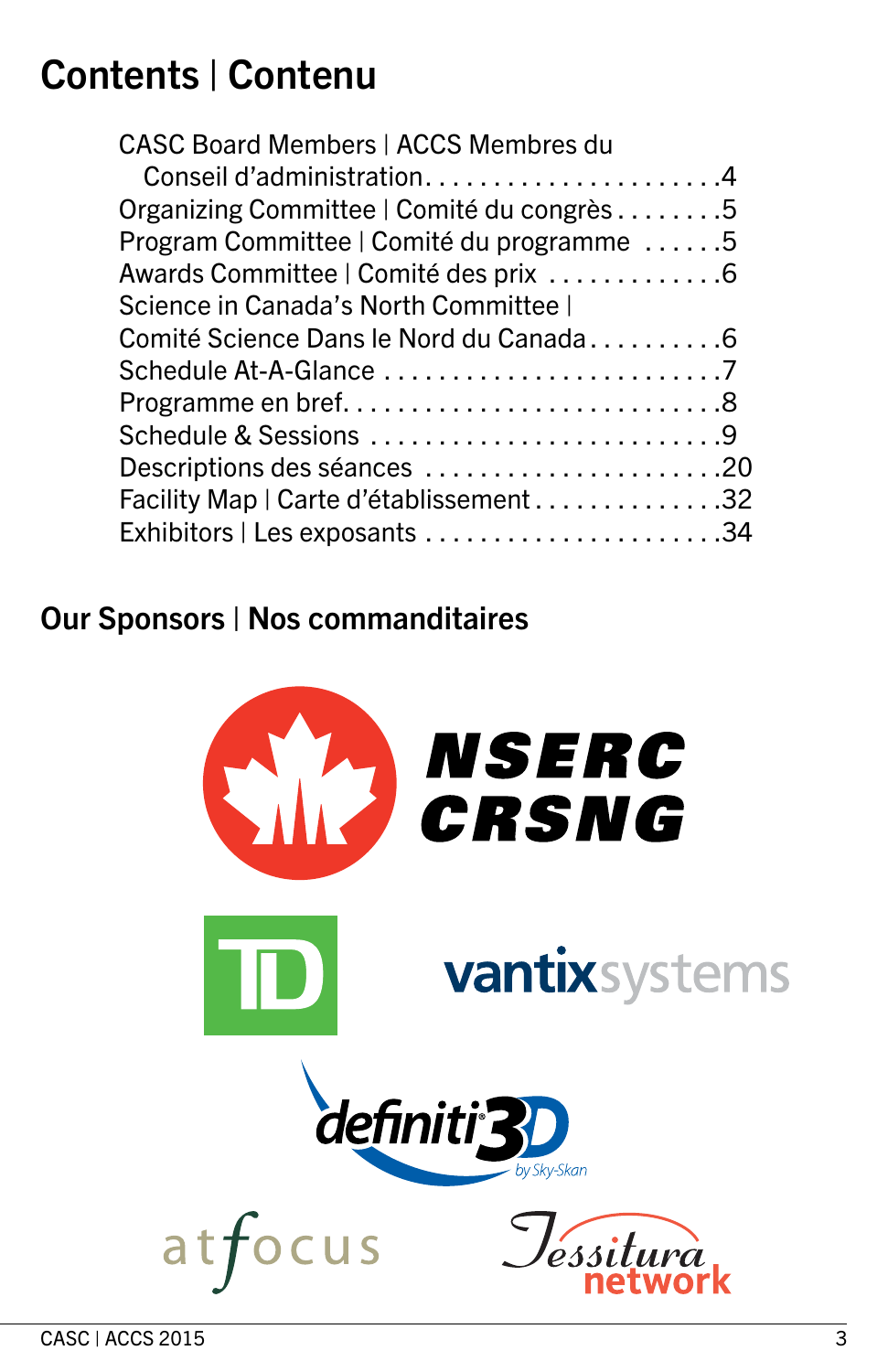# Contents | Contenu

- CASC Board Members | ACCS Membres du Conseil d'administration . . . . . . . . . . . . . . . . . . . . . .4
- Organizing Committee | Comité du congrès . . . . . . . .5
- Program Committee | Comité du programme . . . . . .5
- Awards Committee | Comité des prix . . . . . . . . . . . . .6
- Science in Canada's North Committee | Comité Science Dans le Nord du Canada . . . . . . . . . .6
- Schedule At-A-Glance . . . . . . . . . . . . . . . . . . . . . . . . .7
- Programme en bref. . . . . . . . . . . . . . . . . . . . . . . . . . . .8
- Schedule & Sessions . . . . . . . . . . . . . . . . . . . . . . . . . .9
- Descriptions des séances . . . . . . . . . . . . . . . . . . . . . .20
- Facility Map | Carte d'établissement . . . . . . . . . . . . . .32
- Exhibitors | Les exposants . . . . . . . . . . . . . . . . . . . . . .34

## Our Sponsors | Nos commanditaires

NSERC CRSNG

TD

vantixsystems

definiti3D by Sky-Skan

atfocus

Tessitura network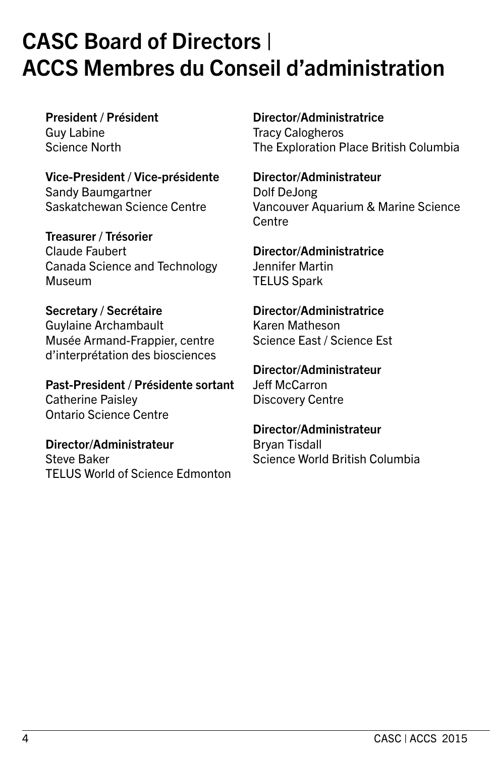# CASC Board of Directors | ACCS Membres du Conseil d'administration

**President / Président**
Guy Labine
Science North

**Vice-President / Vice-présidente**
Sandy Baumgartner
Saskatchewan Science Centre

**Treasurer / Trésorier**
Claude Faubert
Canada Science and Technology Museum

**Secretary / Secrétaire**
Guylaine Archambault
Musée Armand-Frappier, centre d'interprétation des biosciences

**Past-President / Présidente sortant**
Catherine Paisley
Ontario Science Centre

**Director/Administrateur**
Steve Baker
TELUS World of Science Edmonton

**Director/Administratrice**
Tracy Calogheros
The Exploration Place British Columbia

**Director/Administrateur**
Dolf DeJong
Vancouver Aquarium & Marine Science Centre

**Director/Administratrice**
Jennifer Martin
TELUS Spark

**Director/Administratrice**
Karen Matheson
Science East / Science Est

**Director/Administrateur**
Jeff McCarron
Discovery Centre

**Director/Administrateur**
Bryan Tisdall
Science World British Columbia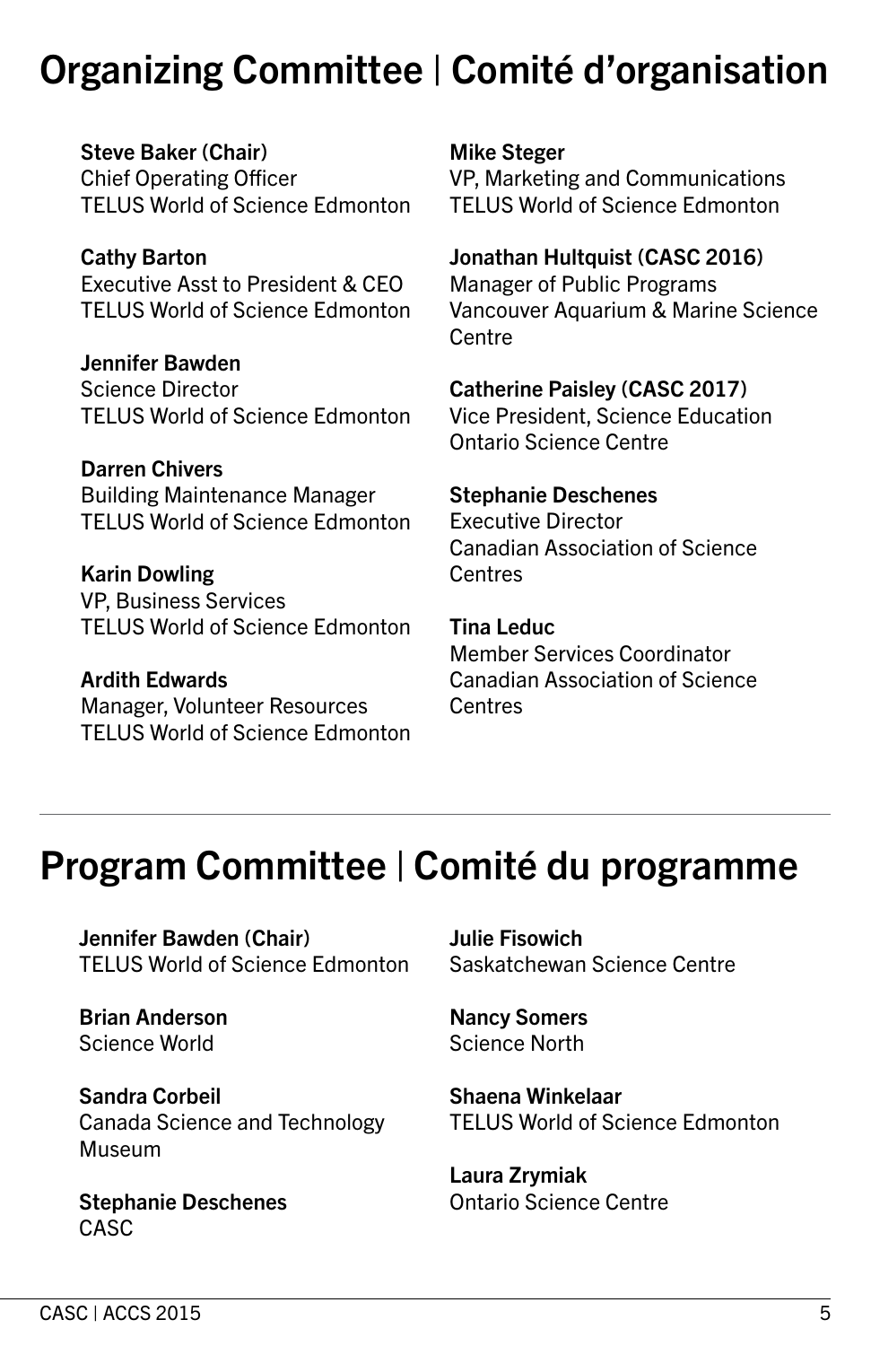# Organizing Committee | Comité d'organisation

**Steve Baker (Chair)**
Chief Operating Officer
TELUS World of Science Edmonton

**Cathy Barton**
Executive Asst to President & CEO
TELUS World of Science Edmonton

**Jennifer Bawden**
Science Director
TELUS World of Science Edmonton

**Darren Chivers**
Building Maintenance Manager
TELUS World of Science Edmonton

**Karin Dowling**
VP, Business Services
TELUS World of Science Edmonton

**Ardith Edwards**
Manager, Volunteer Resources
TELUS World of Science Edmonton

**Mike Steger**
VP, Marketing and Communications
TELUS World of Science Edmonton

**Jonathan Hultquist (CASC 2016)**
Manager of Public Programs
Vancouver Aquarium & Marine Science Centre

**Catherine Paisley (CASC 2017)**
Vice President, Science Education
Ontario Science Centre

**Stephanie Deschenes**
Executive Director
Canadian Association of Science Centres

**Tina Leduc**
Member Services Coordinator
Canadian Association of Science Centres

---

# Program Committee | Comité du programme

**Jennifer Bawden (Chair)**
TELUS World of Science Edmonton

**Brian Anderson**
Science World

**Sandra Corbeil**
Canada Science and Technology Museum

**Stephanie Deschenes**
CASC

**Julie Fisowich**
Saskatchewan Science Centre

**Nancy Somers**
Science North

**Shaena Winkelaar**
TELUS World of Science Edmonton

**Laura Zrymiak**
Ontario Science Centre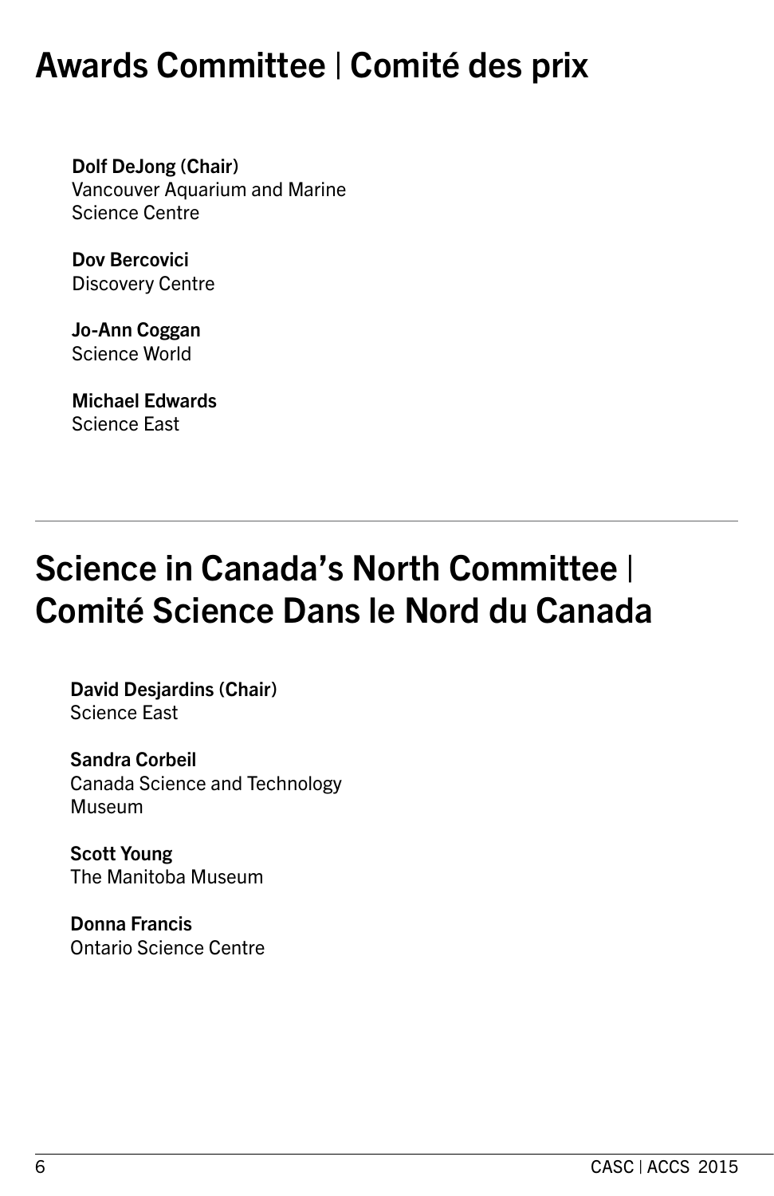# Awards Committee | Comité des prix

**Dolf DeJong (Chair)**
Vancouver Aquarium and Marine Science Centre

**Dov Bercovici**
Discovery Centre

**Jo-Ann Coggan**
Science World

**Michael Edwards**
Science East

---

# Science in Canada's North Committee | Comité Science Dans le Nord du Canada

**David Desjardins (Chair)**
Science East

**Sandra Corbeil**
Canada Science and Technology Museum

**Scott Young**
The Manitoba Museum

**Donna Francis**
Ontario Science Centre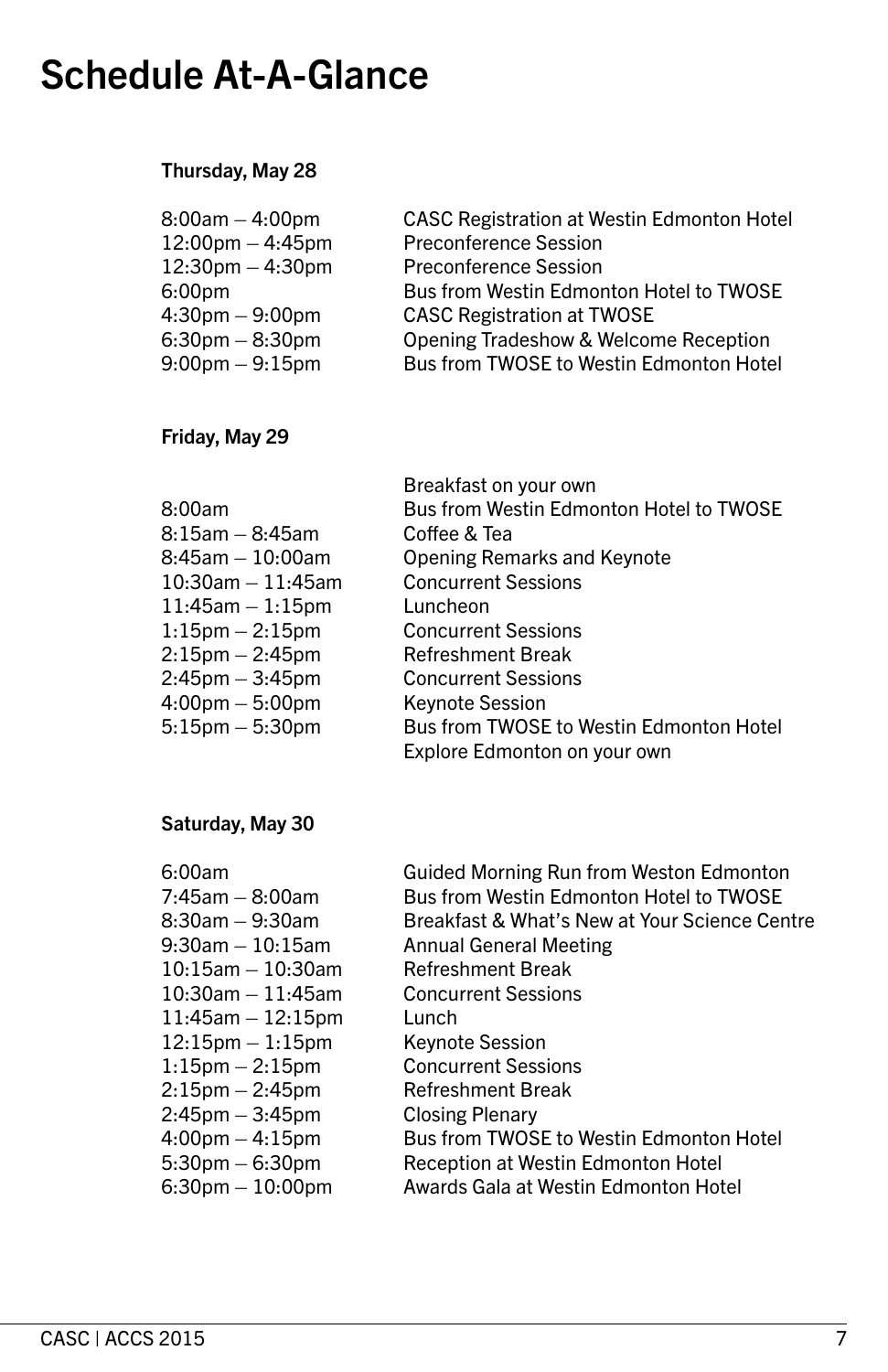# Schedule At-A-Glance

**Thursday, May 28**

| | |
|---|---|
| 8:00am – 4:00pm | CASC Registration at Westin Edmonton Hotel |
| 12:00pm – 4:45pm | Preconference Session |
| 12:30pm – 4:30pm | Preconference Session |
| 6:00pm | Bus from Westin Edmonton Hotel to TWOSE |
| 4:30pm – 9:00pm | CASC Registration at TWOSE |
| 6:30pm – 8:30pm | Opening Tradeshow & Welcome Reception |
| 9:00pm – 9:15pm | Bus from TWOSE to Westin Edmonton Hotel |

**Friday, May 29**

| | |
|---|---|
| | Breakfast on your own |
| 8:00am | Bus from Westin Edmonton Hotel to TWOSE |
| 8:15am – 8:45am | Coffee & Tea |
| 8:45am – 10:00am | Opening Remarks and Keynote |
| 10:30am – 11:45am | Concurrent Sessions |
| 11:45am – 1:15pm | Luncheon |
| 1:15pm – 2:15pm | Concurrent Sessions |
| 2:15pm – 2:45pm | Refreshment Break |
| 2:45pm – 3:45pm | Concurrent Sessions |
| 4:00pm – 5:00pm | Keynote Session |
| 5:15pm – 5:30pm | Bus from TWOSE to Westin Edmonton Hotel |
| | Explore Edmonton on your own |

**Saturday, May 30**

| | |
|---|---|
| 6:00am | Guided Morning Run from Weston Edmonton |
| 7:45am – 8:00am | Bus from Westin Edmonton Hotel to TWOSE |
| 8:30am – 9:30am | Breakfast & What's New at Your Science Centre |
| 9:30am – 10:15am | Annual General Meeting |
| 10:15am – 10:30am | Refreshment Break |
| 10:30am – 11:45am | Concurrent Sessions |
| 11:45am – 12:15pm | Lunch |
| 12:15pm – 1:15pm | Keynote Session |
| 1:15pm – 2:15pm | Concurrent Sessions |
| 2:15pm – 2:45pm | Refreshment Break |
| 2:45pm – 3:45pm | Closing Plenary |
| 4:00pm – 4:15pm | Bus from TWOSE to Westin Edmonton Hotel |
| 5:30pm – 6:30pm | Reception at Westin Edmonton Hotel |
| 6:30pm – 10:00pm | Awards Gala at Westin Edmonton Hotel |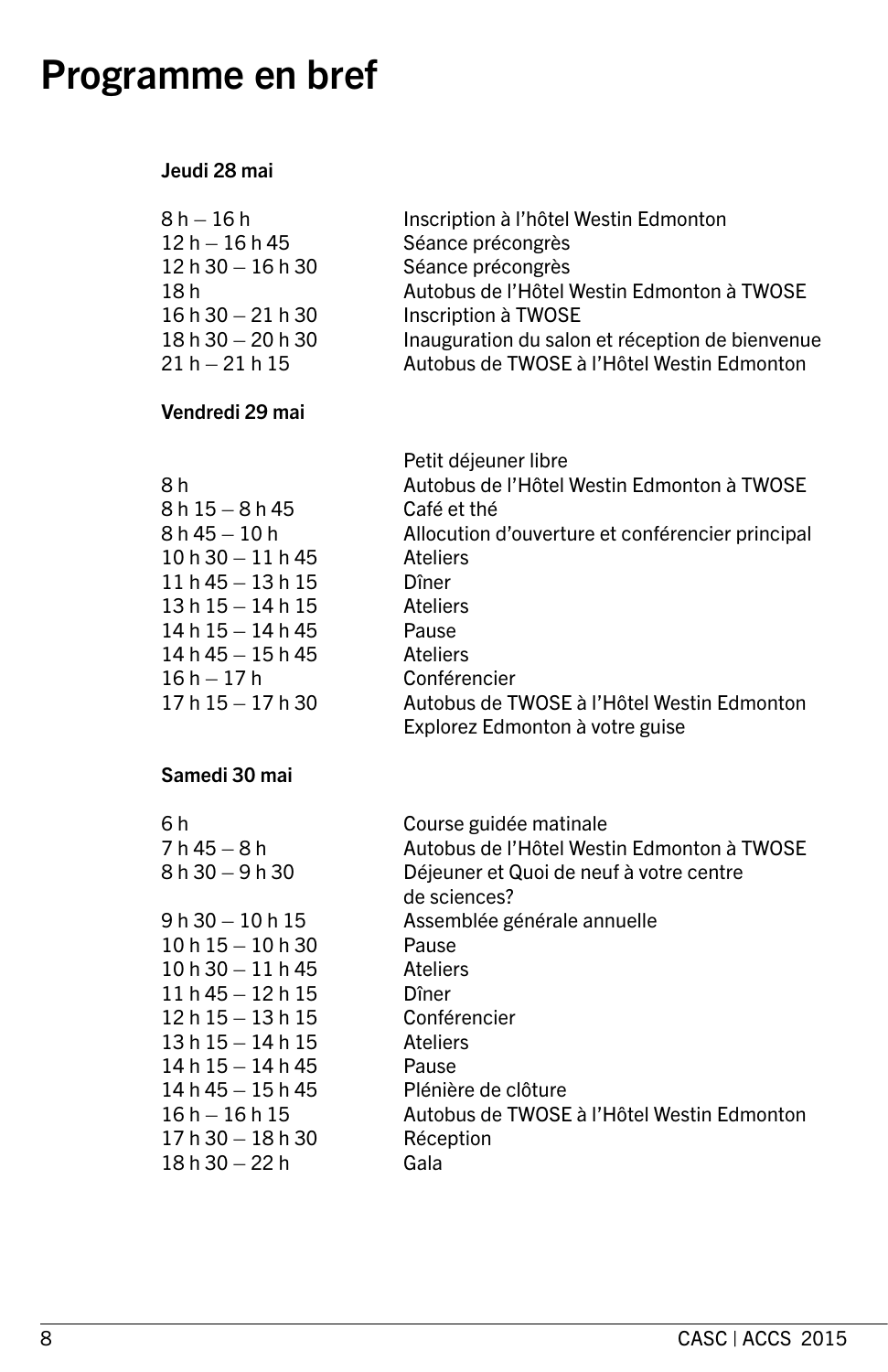# Programme en bref

**Jeudi 28 mai**

| | |
|---|---|
| 8 h – 16 h | Inscription à l'hôtel Westin Edmonton |
| 12 h – 16 h 45 | Séance précongrès |
| 12 h 30 – 16 h 30 | Séance précongrès |
| 18 h | Autobus de l'Hôtel Westin Edmonton à TWOSE |
| 16 h 30 – 21 h 30 | Inscription à TWOSE |
| 18 h 30 – 20 h 30 | Inauguration du salon et réception de bienvenue |
| 21 h – 21 h 15 | Autobus de TWOSE à l'Hôtel Westin Edmonton |

**Vendredi 29 mai**

| | |
|---|---|
| | Petit déjeuner libre |
| 8 h | Autobus de l'Hôtel Westin Edmonton à TWOSE |
| 8 h 15 – 8 h 45 | Café et thé |
| 8 h 45 – 10 h | Allocution d'ouverture et conférencier principal |
| 10 h 30 – 11 h 45 | Ateliers |
| 11 h 45 – 13 h 15 | Dîner |
| 13 h 15 – 14 h 15 | Ateliers |
| 14 h 15 – 14 h 45 | Pause |
| 14 h 45 – 15 h 45 | Ateliers |
| 16 h – 17 h | Conférencier |
| 17 h 15 – 17 h 30 | Autobus de TWOSE à l'Hôtel Westin Edmonton |
| | Explorez Edmonton à votre guise |

**Samedi 30 mai**

| | |
|---|---|
| 6 h | Course guidée matinale |
| 7 h 45 – 8 h | Autobus de l'Hôtel Westin Edmonton à TWOSE |
| 8 h 30 – 9 h 30 | Déjeuner et Quoi de neuf à votre centre de sciences? |
| 9 h 30 – 10 h 15 | Assemblée générale annuelle |
| 10 h 15 – 10 h 30 | Pause |
| 10 h 30 – 11 h 45 | Ateliers |
| 11 h 45 – 12 h 15 | Dîner |
| 12 h 15 – 13 h 15 | Conférencier |
| 13 h 15 – 14 h 15 | Ateliers |
| 14 h 15 – 14 h 45 | Pause |
| 14 h 45 – 15 h 45 | Plénière de clôture |
| 16 h – 16 h 15 | Autobus de TWOSE à l'Hôtel Westin Edmonton |
| 17 h 30 – 18 h 30 | Réception |
| 18 h 30 – 22 h | Gala |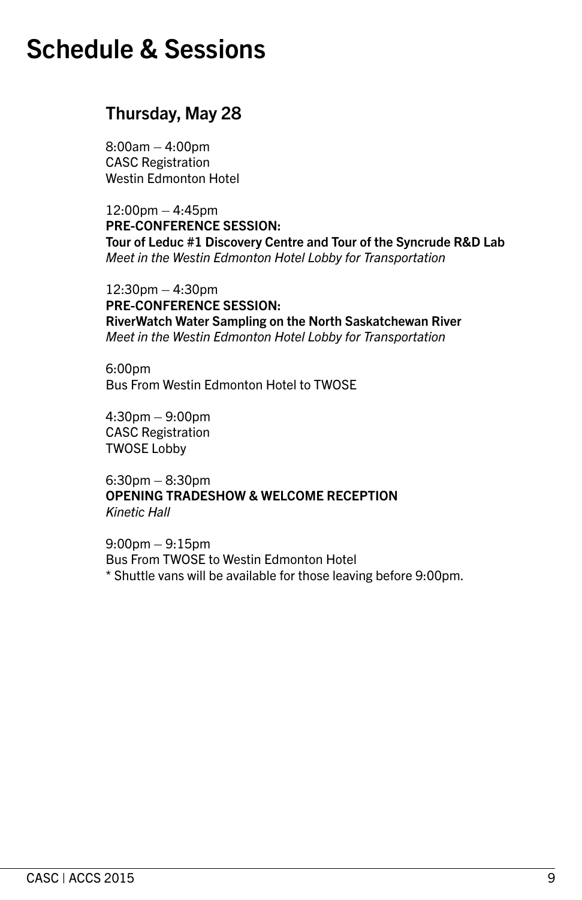# Schedule & Sessions

## Thursday, May 28

8:00am – 4:00pm
CASC Registration
Westin Edmonton Hotel

12:00pm – 4:45pm
**PRE-CONFERENCE SESSION:**
**Tour of Leduc #1 Discovery Centre and Tour of the Syncrude R&D Lab**
*Meet in the Westin Edmonton Hotel Lobby for Transportation*

12:30pm – 4:30pm
**PRE-CONFERENCE SESSION:**
**RiverWatch Water Sampling on the North Saskatchewan River**
*Meet in the Westin Edmonton Hotel Lobby for Transportation*

6:00pm
Bus From Westin Edmonton Hotel to TWOSE

4:30pm – 9:00pm
CASC Registration
TWOSE Lobby

6:30pm – 8:30pm
**OPENING TRADESHOW & WELCOME RECEPTION**
*Kinetic Hall*

9:00pm – 9:15pm
Bus From TWOSE to Westin Edmonton Hotel
* Shuttle vans will be available for those leaving before 9:00pm.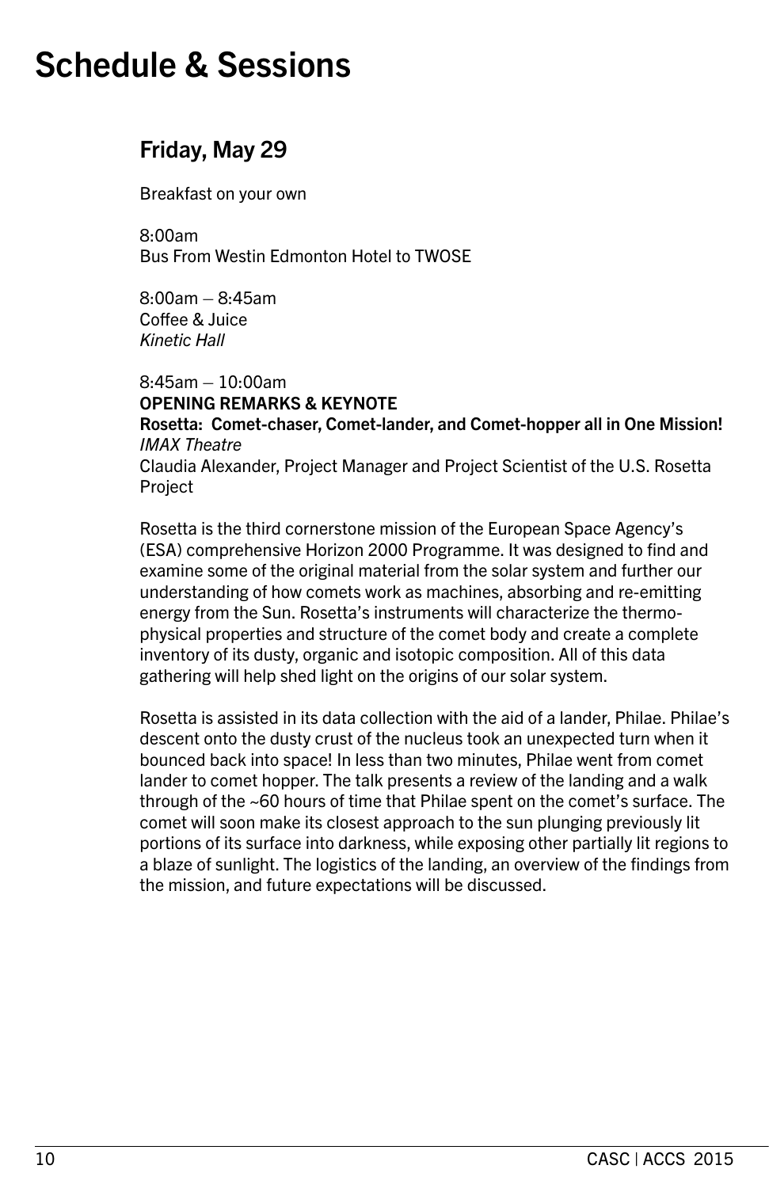# Schedule & Sessions

## Friday, May 29

Breakfast on your own

8:00am
Bus From Westin Edmonton Hotel to TWOSE

8:00am – 8:45am
Coffee & Juice
*Kinetic Hall*

8:45am – 10:00am
**OPENING REMARKS & KEYNOTE**
**Rosetta: Comet-chaser, Comet-lander, and Comet-hopper all in One Mission!**
*IMAX Theatre*
Claudia Alexander, Project Manager and Project Scientist of the U.S. Rosetta Project

Rosetta is the third cornerstone mission of the European Space Agency's (ESA) comprehensive Horizon 2000 Programme. It was designed to find and examine some of the original material from the solar system and further our understanding of how comets work as machines, absorbing and re-emitting energy from the Sun. Rosetta's instruments will characterize the thermo-physical properties and structure of the comet body and create a complete inventory of its dusty, organic and isotopic composition. All of this data gathering will help shed light on the origins of our solar system.

Rosetta is assisted in its data collection with the aid of a lander, Philae. Philae's descent onto the dusty crust of the nucleus took an unexpected turn when it bounced back into space! In less than two minutes, Philae went from comet lander to comet hopper. The talk presents a review of the landing and a walk through of the ~60 hours of time that Philae spent on the comet's surface. The comet will soon make its closest approach to the sun plunging previously lit portions of its surface into darkness, while exposing other partially lit regions to a blaze of sunlight. The logistics of the landing, an overview of the findings from the mission, and future expectations will be discussed.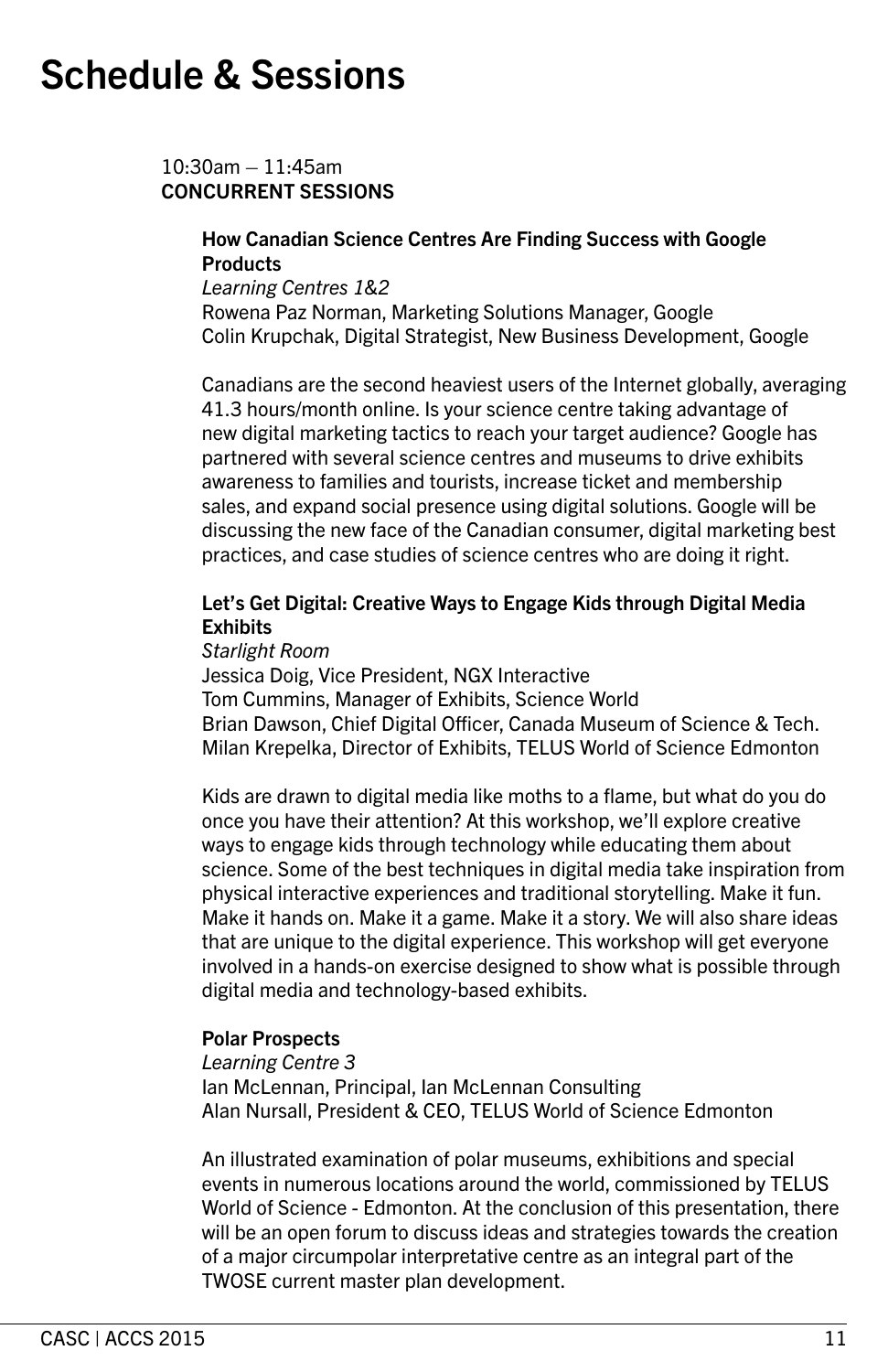# Schedule & Sessions

10:30am – 11:45am
**CONCURRENT SESSIONS**

**How Canadian Science Centres Are Finding Success with Google Products**
*Learning Centres 1&2*
Rowena Paz Norman, Marketing Solutions Manager, Google
Colin Krupchak, Digital Strategist, New Business Development, Google

Canadians are the second heaviest users of the Internet globally, averaging 41.3 hours/month online. Is your science centre taking advantage of new digital marketing tactics to reach your target audience? Google has partnered with several science centres and museums to drive exhibits awareness to families and tourists, increase ticket and membership sales, and expand social presence using digital solutions. Google will be discussing the new face of the Canadian consumer, digital marketing best practices, and case studies of science centres who are doing it right.

**Let's Get Digital: Creative Ways to Engage Kids through Digital Media Exhibits**
*Starlight Room*
Jessica Doig, Vice President, NGX Interactive
Tom Cummins, Manager of Exhibits, Science World
Brian Dawson, Chief Digital Officer, Canada Museum of Science & Tech.
Milan Krepelka, Director of Exhibits, TELUS World of Science Edmonton

Kids are drawn to digital media like moths to a flame, but what do you do once you have their attention? At this workshop, we'll explore creative ways to engage kids through technology while educating them about science. Some of the best techniques in digital media take inspiration from physical interactive experiences and traditional storytelling. Make it fun. Make it hands on. Make it a game. Make it a story. We will also share ideas that are unique to the digital experience. This workshop will get everyone involved in a hands-on exercise designed to show what is possible through digital media and technology-based exhibits.

**Polar Prospects**
*Learning Centre 3*
Ian McLennan, Principal, Ian McLennan Consulting
Alan Nursall, President & CEO, TELUS World of Science Edmonton

An illustrated examination of polar museums, exhibitions and special events in numerous locations around the world, commissioned by TELUS World of Science - Edmonton. At the conclusion of this presentation, there will be an open forum to discuss ideas and strategies towards the creation of a major circumpolar interpretative centre as an integral part of the TWOSE current master plan development.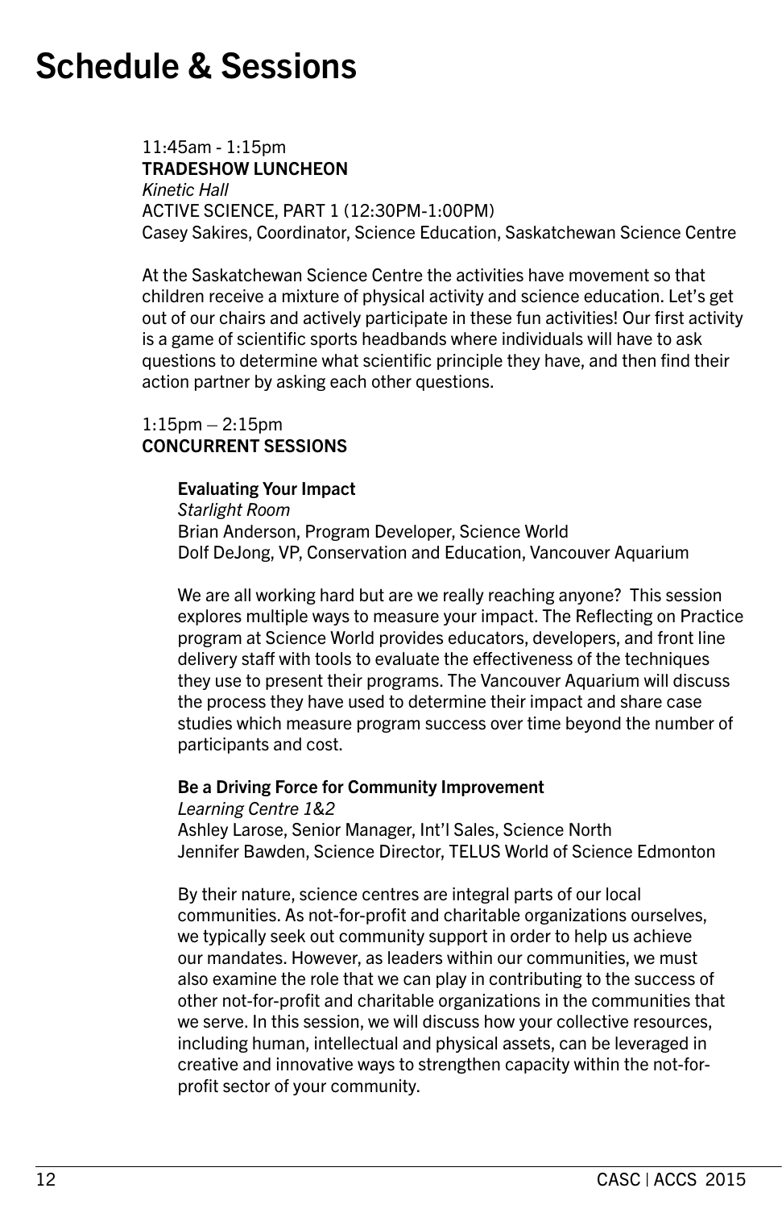# Schedule & Sessions

11:45am - 1:15pm
**TRADESHOW LUNCHEON**
*Kinetic Hall*
ACTIVE SCIENCE, PART 1 (12:30PM-1:00PM)
Casey Sakires, Coordinator, Science Education, Saskatchewan Science Centre

At the Saskatchewan Science Centre the activities have movement so that children receive a mixture of physical activity and science education. Let's get out of our chairs and actively participate in these fun activities! Our first activity is a game of scientific sports headbands where individuals will have to ask questions to determine what scientific principle they have, and then find their action partner by asking each other questions.

1:15pm – 2:15pm
**CONCURRENT SESSIONS**

**Evaluating Your Impact**
*Starlight Room*
Brian Anderson, Program Developer, Science World
Dolf DeJong, VP, Conservation and Education, Vancouver Aquarium

We are all working hard but are we really reaching anyone? This session explores multiple ways to measure your impact. The Reflecting on Practice program at Science World provides educators, developers, and front line delivery staff with tools to evaluate the effectiveness of the techniques they use to present their programs. The Vancouver Aquarium will discuss the process they have used to determine their impact and share case studies which measure program success over time beyond the number of participants and cost.

**Be a Driving Force for Community Improvement**
*Learning Centre 1&2*
Ashley Larose, Senior Manager, Int'l Sales, Science North
Jennifer Bawden, Science Director, TELUS World of Science Edmonton

By their nature, science centres are integral parts of our local communities. As not-for-profit and charitable organizations ourselves, we typically seek out community support in order to help us achieve our mandates. However, as leaders within our communities, we must also examine the role that we can play in contributing to the success of other not-for-profit and charitable organizations in the communities that we serve. In this session, we will discuss how your collective resources, including human, intellectual and physical assets, can be leveraged in creative and innovative ways to strengthen capacity within the not-for-profit sector of your community.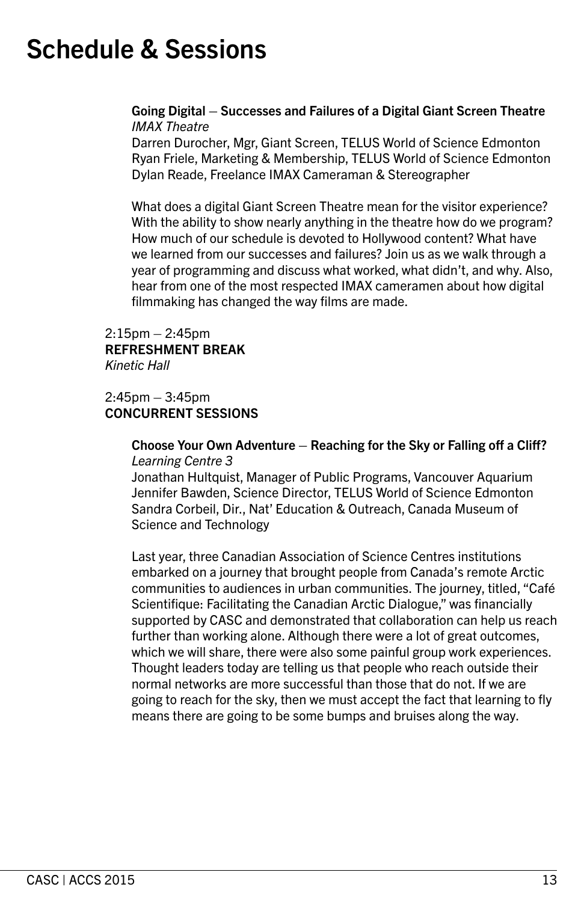# Schedule & Sessions

**Going Digital – Successes and Failures of a Digital Giant Screen Theatre**
*IMAX Theatre*
Darren Durocher, Mgr, Giant Screen, TELUS World of Science Edmonton
Ryan Friele, Marketing & Membership, TELUS World of Science Edmonton
Dylan Reade, Freelance IMAX Cameraman & Stereographer

What does a digital Giant Screen Theatre mean for the visitor experience? With the ability to show nearly anything in the theatre how do we program? How much of our schedule is devoted to Hollywood content? What have we learned from our successes and failures? Join us as we walk through a year of programming and discuss what worked, what didn't, and why. Also, hear from one of the most respected IMAX cameramen about how digital filmmaking has changed the way films are made.

2:15pm – 2:45pm
**REFRESHMENT BREAK**
*Kinetic Hall*

2:45pm – 3:45pm
**CONCURRENT SESSIONS**

**Choose Your Own Adventure – Reaching for the Sky or Falling off a Cliff?**
*Learning Centre 3*
Jonathan Hultquist, Manager of Public Programs, Vancouver Aquarium
Jennifer Bawden, Science Director, TELUS World of Science Edmonton
Sandra Corbeil, Dir., Nat' Education & Outreach, Canada Museum of Science and Technology

Last year, three Canadian Association of Science Centres institutions embarked on a journey that brought people from Canada's remote Arctic communities to audiences in urban communities. The journey, titled, "Café Scientifique: Facilitating the Canadian Arctic Dialogue," was financially supported by CASC and demonstrated that collaboration can help us reach further than working alone. Although there were a lot of great outcomes, which we will share, there were also some painful group work experiences. Thought leaders today are telling us that people who reach outside their normal networks are more successful than those that do not. If we are going to reach for the sky, then we must accept the fact that learning to fly means there are going to be some bumps and bruises along the way.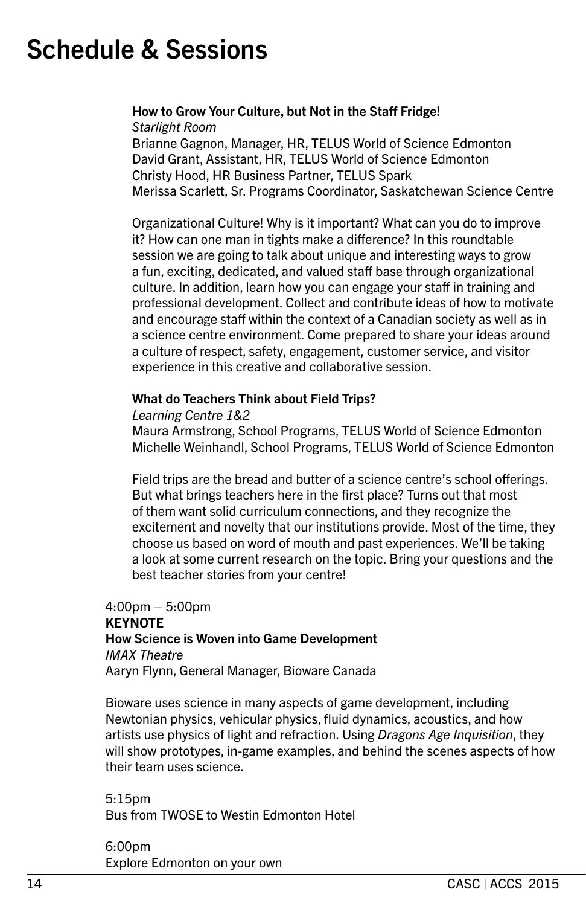# Schedule & Sessions

**How to Grow Your Culture, but Not in the Staff Fridge!**
*Starlight Room*
Brianne Gagnon, Manager, HR, TELUS World of Science Edmonton
David Grant, Assistant, HR, TELUS World of Science Edmonton
Christy Hood, HR Business Partner, TELUS Spark
Merissa Scarlett, Sr. Programs Coordinator, Saskatchewan Science Centre

Organizational Culture! Why is it important? What can you do to improve it? How can one man in tights make a difference? In this roundtable session we are going to talk about unique and interesting ways to grow a fun, exciting, dedicated, and valued staff base through organizational culture. In addition, learn how you can engage your staff in training and professional development. Collect and contribute ideas of how to motivate and encourage staff within the context of a Canadian society as well as in a science centre environment. Come prepared to share your ideas around a culture of respect, safety, engagement, customer service, and visitor experience in this creative and collaborative session.

**What do Teachers Think about Field Trips?**
*Learning Centre 1&2*
Maura Armstrong, School Programs, TELUS World of Science Edmonton
Michelle Weinhandl, School Programs, TELUS World of Science Edmonton

Field trips are the bread and butter of a science centre's school offerings. But what brings teachers here in the first place? Turns out that most of them want solid curriculum connections, and they recognize the excitement and novelty that our institutions provide. Most of the time, they choose us based on word of mouth and past experiences. We'll be taking a look at some current research on the topic. Bring your questions and the best teacher stories from your centre!

4:00pm – 5:00pm
**KEYNOTE**
**How Science is Woven into Game Development**
*IMAX Theatre*
Aaryn Flynn, General Manager, Bioware Canada

Bioware uses science in many aspects of game development, including Newtonian physics, vehicular physics, fluid dynamics, acoustics, and how artists use physics of light and refraction. Using *Dragons Age Inquisition*, they will show prototypes, in-game examples, and behind the scenes aspects of how their team uses science.

5:15pm
Bus from TWOSE to Westin Edmonton Hotel

6:00pm
Explore Edmonton on your own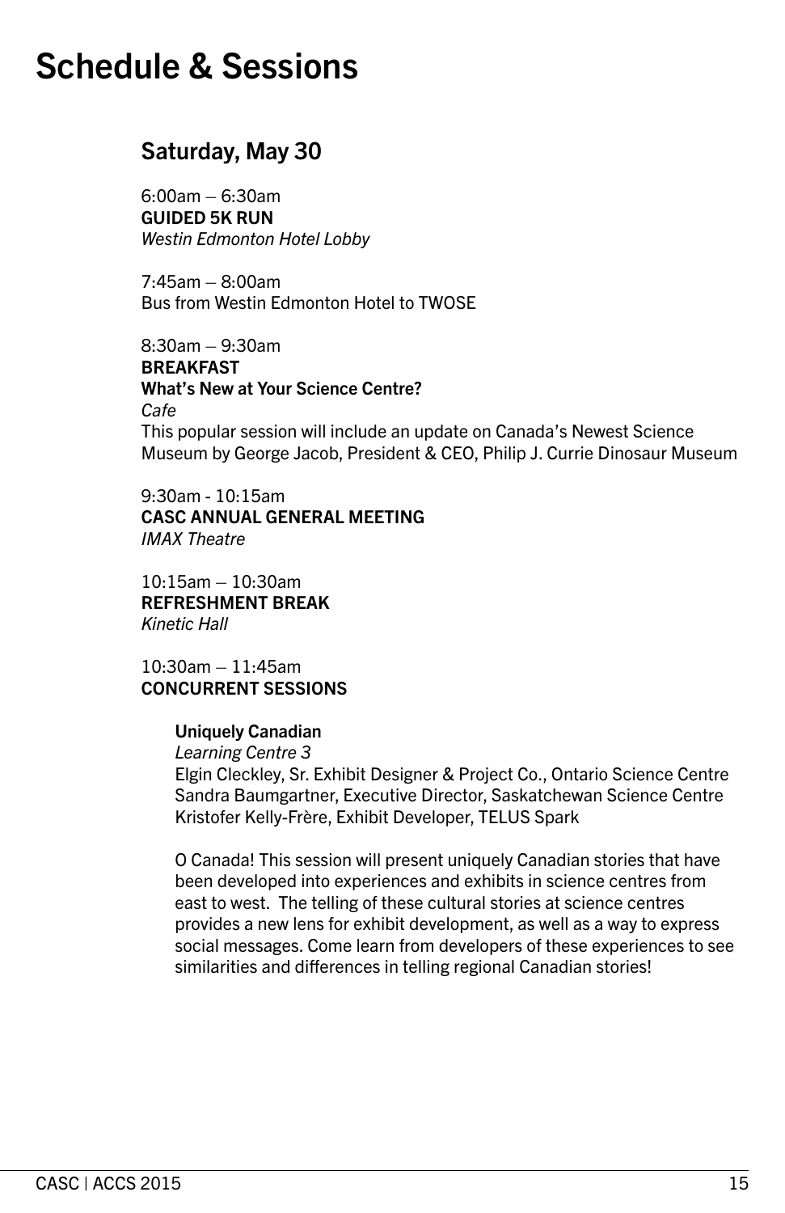# Schedule & Sessions

## Saturday, May 30

6:00am – 6:30am
**GUIDED 5K RUN**
*Westin Edmonton Hotel Lobby*

7:45am – 8:00am
Bus from Westin Edmonton Hotel to TWOSE

8:30am – 9:30am
**BREAKFAST**
**What's New at Your Science Centre?**
*Cafe*
This popular session will include an update on Canada's Newest Science Museum by George Jacob, President & CEO, Philip J. Currie Dinosaur Museum

9:30am - 10:15am
**CASC ANNUAL GENERAL MEETING**
*IMAX Theatre*

10:15am – 10:30am
**REFRESHMENT BREAK**
*Kinetic Hall*

10:30am – 11:45am
**CONCURRENT SESSIONS**

**Uniquely Canadian**
*Learning Centre 3*
Elgin Cleckley, Sr. Exhibit Designer & Project Co., Ontario Science Centre
Sandra Baumgartner, Executive Director, Saskatchewan Science Centre
Kristofer Kelly-Frère, Exhibit Developer, TELUS Spark

O Canada! This session will present uniquely Canadian stories that have been developed into experiences and exhibits in science centres from east to west. The telling of these cultural stories at science centres provides a new lens for exhibit development, as well as a way to express social messages. Come learn from developers of these experiences to see similarities and differences in telling regional Canadian stories!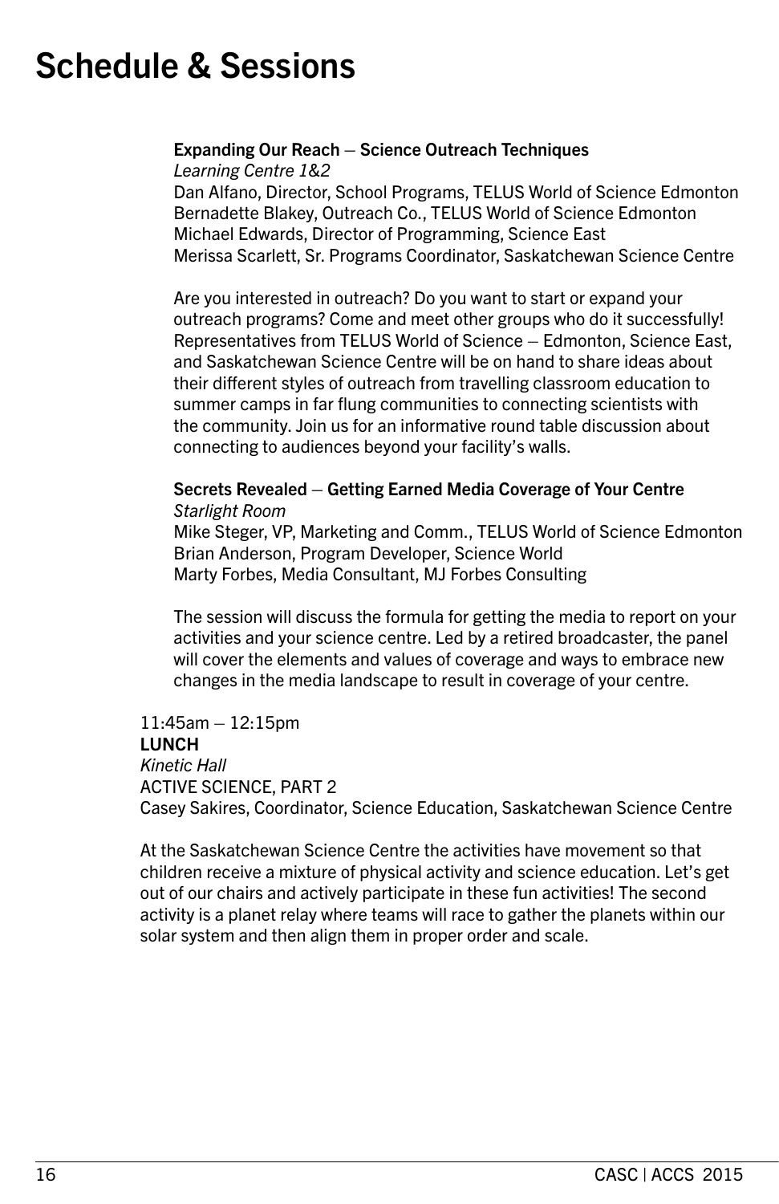# Schedule & Sessions

**Expanding Our Reach – Science Outreach Techniques**
*Learning Centre 1&2*
Dan Alfano, Director, School Programs, TELUS World of Science Edmonton
Bernadette Blakey, Outreach Co., TELUS World of Science Edmonton
Michael Edwards, Director of Programming, Science East
Merissa Scarlett, Sr. Programs Coordinator, Saskatchewan Science Centre

Are you interested in outreach? Do you want to start or expand your outreach programs? Come and meet other groups who do it successfully! Representatives from TELUS World of Science – Edmonton, Science East, and Saskatchewan Science Centre will be on hand to share ideas about their different styles of outreach from travelling classroom education to summer camps in far flung communities to connecting scientists with the community. Join us for an informative round table discussion about connecting to audiences beyond your facility's walls.

**Secrets Revealed – Getting Earned Media Coverage of Your Centre**
*Starlight Room*
Mike Steger, VP, Marketing and Comm., TELUS World of Science Edmonton
Brian Anderson, Program Developer, Science World
Marty Forbes, Media Consultant, MJ Forbes Consulting

The session will discuss the formula for getting the media to report on your activities and your science centre. Led by a retired broadcaster, the panel will cover the elements and values of coverage and ways to embrace new changes in the media landscape to result in coverage of your centre.

11:45am – 12:15pm
**LUNCH**
*Kinetic Hall*
ACTIVE SCIENCE, PART 2
Casey Sakires, Coordinator, Science Education, Saskatchewan Science Centre

At the Saskatchewan Science Centre the activities have movement so that children receive a mixture of physical activity and science education. Let's get out of our chairs and actively participate in these fun activities! The second activity is a planet relay where teams will race to gather the planets within our solar system and then align them in proper order and scale.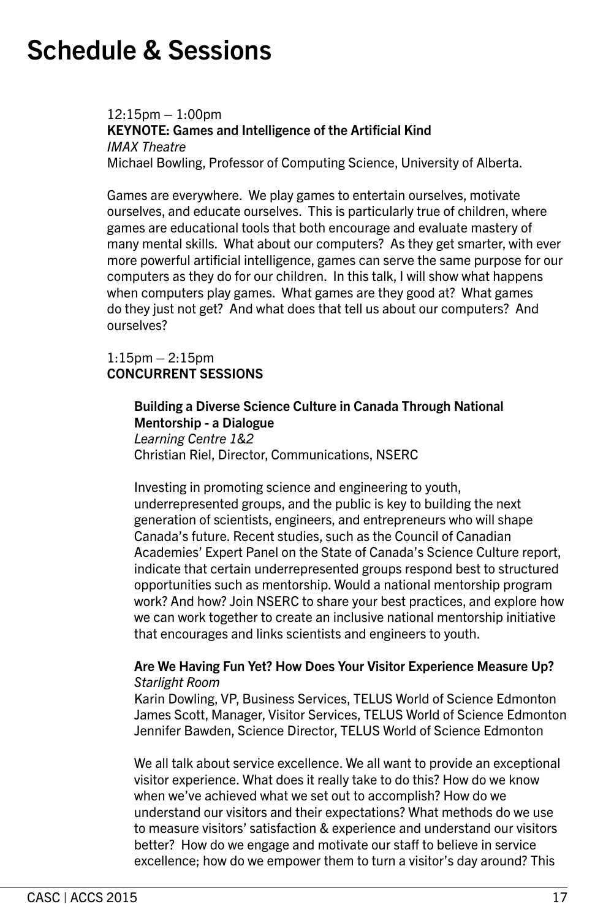# Schedule & Sessions

12:15pm – 1:00pm
**KEYNOTE: Games and Intelligence of the Artificial Kind**
*IMAX Theatre*
Michael Bowling, Professor of Computing Science, University of Alberta.

Games are everywhere. We play games to entertain ourselves, motivate ourselves, and educate ourselves. This is particularly true of children, where games are educational tools that both encourage and evaluate mastery of many mental skills. What about our computers? As they get smarter, with ever more powerful artificial intelligence, games can serve the same purpose for our computers as they do for our children. In this talk, I will show what happens when computers play games. What games are they good at? What games do they just not get? And what does that tell us about our computers? And ourselves?

1:15pm – 2:15pm
**CONCURRENT SESSIONS**

**Building a Diverse Science Culture in Canada Through National Mentorship - a Dialogue**
*Learning Centre 1&2*
Christian Riel, Director, Communications, NSERC

Investing in promoting science and engineering to youth, underrepresented groups, and the public is key to building the next generation of scientists, engineers, and entrepreneurs who will shape Canada's future. Recent studies, such as the Council of Canadian Academies' Expert Panel on the State of Canada's Science Culture report, indicate that certain underrepresented groups respond best to structured opportunities such as mentorship. Would a national mentorship program work? And how? Join NSERC to share your best practices, and explore how we can work together to create an inclusive national mentorship initiative that encourages and links scientists and engineers to youth.

**Are We Having Fun Yet? How Does Your Visitor Experience Measure Up?**
*Starlight Room*
Karin Dowling, VP, Business Services, TELUS World of Science Edmonton
James Scott, Manager, Visitor Services, TELUS World of Science Edmonton
Jennifer Bawden, Science Director, TELUS World of Science Edmonton

We all talk about service excellence. We all want to provide an exceptional visitor experience. What does it really take to do this? How do we know when we've achieved what we set out to accomplish? How do we understand our visitors and their expectations? What methods do we use to measure visitors' satisfaction & experience and understand our visitors better? How do we engage and motivate our staff to believe in service excellence; how do we empower them to turn a visitor's day around? This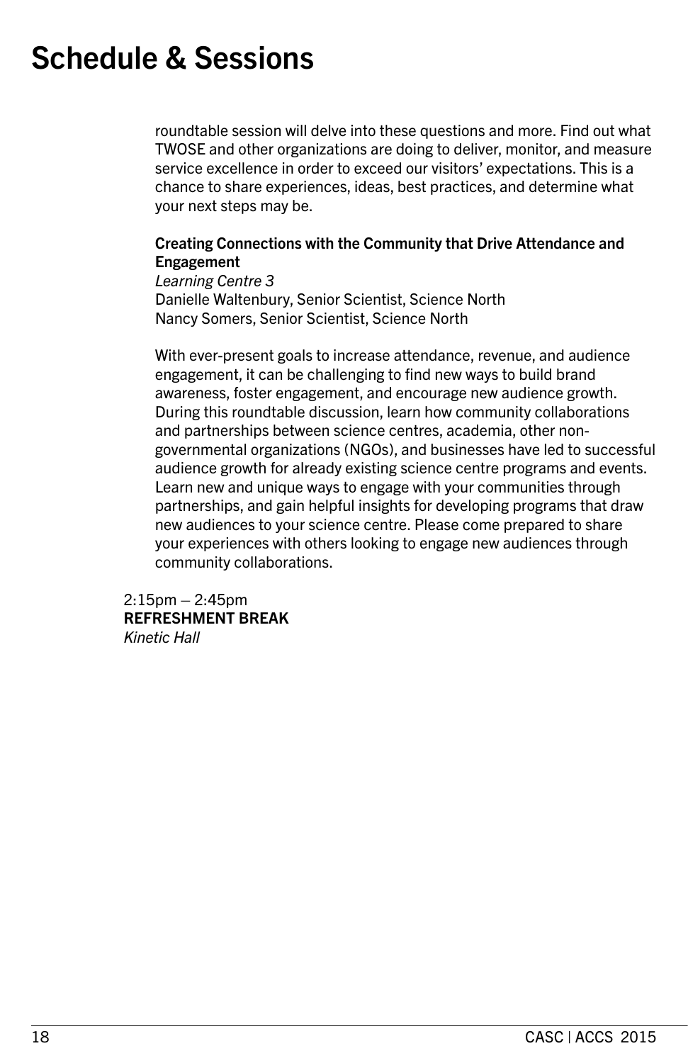roundtable session will delve into these questions and more. Find out what TWOSE and other organizations are doing to deliver, monitor, and measure service excellence in order to exceed our visitors' expectations. This is a chance to share experiences, ideas, best practices, and determine what your next steps may be.

**Creating Connections with the Community that Drive Attendance and Engagement**
*Learning Centre 3*
Danielle Waltenbury, Senior Scientist, Science North
Nancy Somers, Senior Scientist, Science North

With ever-present goals to increase attendance, revenue, and audience engagement, it can be challenging to find new ways to build brand awareness, foster engagement, and encourage new audience growth. During this roundtable discussion, learn how community collaborations and partnerships between science centres, academia, other non-governmental organizations (NGOs), and businesses have led to successful audience growth for already existing science centre programs and events. Learn new and unique ways to engage with your communities through partnerships, and gain helpful insights for developing programs that draw new audiences to your science centre. Please come prepared to share your experiences with others looking to engage new audiences through community collaborations.

2:15pm – 2:45pm
**REFRESHMENT BREAK**
*Kinetic Hall*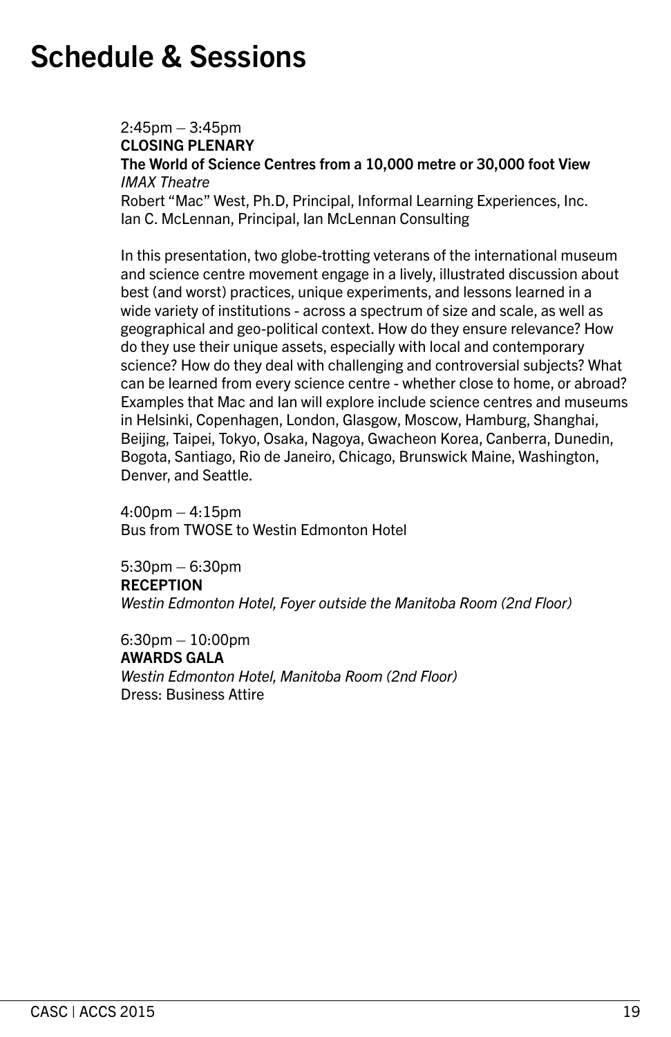# Schedule & Sessions

2:45pm – 3:45pm
**CLOSING PLENARY**
**The World of Science Centres from a 10,000 metre or 30,000 foot View**
*IMAX Theatre*
Robert "Mac" West, Ph.D, Principal, Informal Learning Experiences, Inc.
Ian C. McLennan, Principal, Ian McLennan Consulting

In this presentation, two globe-trotting veterans of the international museum and science centre movement engage in a lively, illustrated discussion about best (and worst) practices, unique experiments, and lessons learned in a wide variety of institutions - across a spectrum of size and scale, as well as geographical and geo-political context. How do they ensure relevance? How do they use their unique assets, especially with local and contemporary science? How do they deal with challenging and controversial subjects? What can be learned from every science centre - whether close to home, or abroad? Examples that Mac and Ian will explore include science centres and museums in Helsinki, Copenhagen, London, Glasgow, Moscow, Hamburg, Shanghai, Beijing, Taipei, Tokyo, Osaka, Nagoya, Gwacheon Korea, Canberra, Dunedin, Bogota, Santiago, Rio de Janeiro, Chicago, Brunswick Maine, Washington, Denver, and Seattle.

4:00pm – 4:15pm
Bus from TWOSE to Westin Edmonton Hotel

5:30pm – 6:30pm
**RECEPTION**
*Westin Edmonton Hotel, Foyer outside the Manitoba Room (2nd Floor)*

6:30pm – 10:00pm
**AWARDS GALA**
*Westin Edmonton Hotel, Manitoba Room (2nd Floor)*
Dress: Business Attire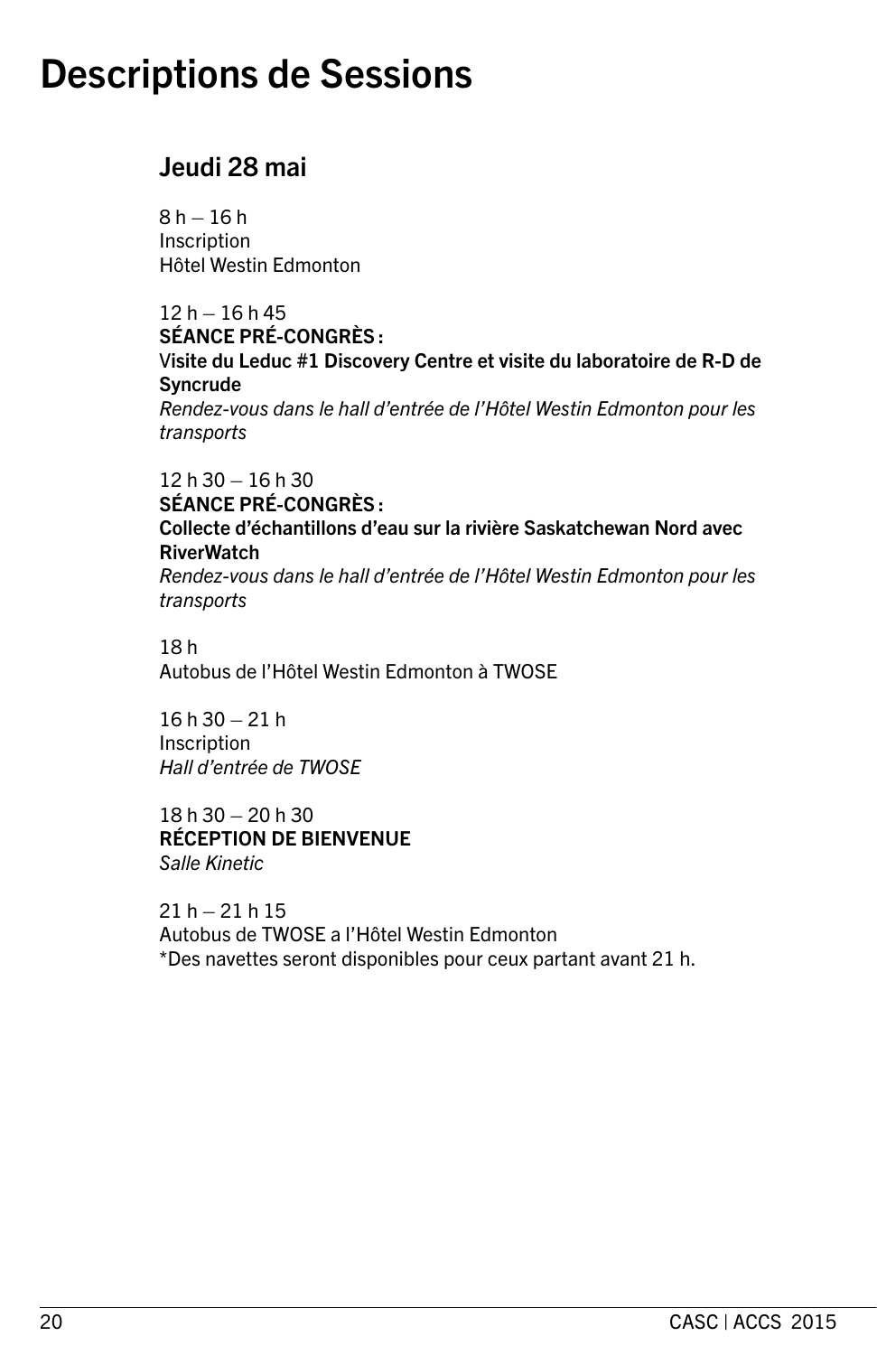# Descriptions de Sessions

## Jeudi 28 mai

8 h – 16 h
Inscription
Hôtel Westin Edmonton

12 h – 16 h 45
**SÉANCE PRÉ-CONGRÈS :**
**Visite du Leduc #1 Discovery Centre et visite du laboratoire de R-D de Syncrude**
*Rendez-vous dans le hall d'entrée de l'Hôtel Westin Edmonton pour les transports*

12 h 30 – 16 h 30
**SÉANCE PRÉ-CONGRÈS :**
**Collecte d'échantillons d'eau sur la rivière Saskatchewan Nord avec RiverWatch**
*Rendez-vous dans le hall d'entrée de l'Hôtel Westin Edmonton pour les transports*

18 h
Autobus de l'Hôtel Westin Edmonton à TWOSE

16 h 30 – 21 h
Inscription
*Hall d'entrée de TWOSE*

18 h 30 – 20 h 30
**RÉCEPTION DE BIENVENUE**
*Salle Kinetic*

21 h – 21 h 15
Autobus de TWOSE a l'Hôtel Westin Edmonton
*Des navettes seront disponibles pour ceux partant avant 21 h.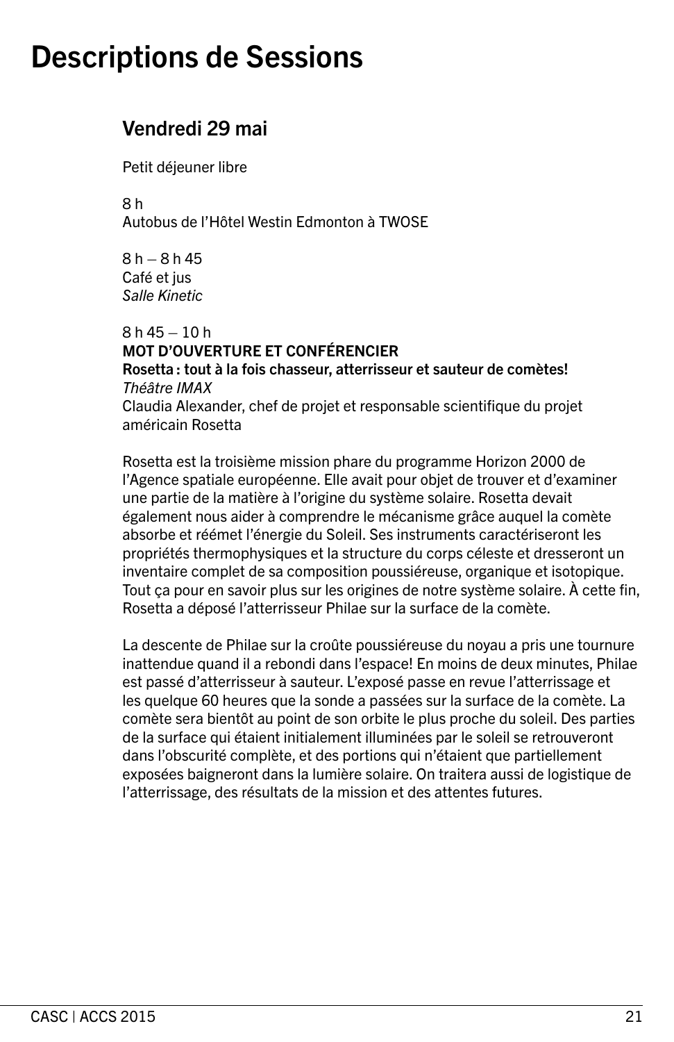# Descriptions de Sessions

## Vendredi 29 mai

Petit déjeuner libre

8 h
Autobus de l'Hôtel Westin Edmonton à TWOSE

8 h – 8 h 45
Café et jus
*Salle Kinetic*

8 h 45 – 10 h
**MOT D'OUVERTURE ET CONFÉRENCIER**
**Rosetta : tout à la fois chasseur, atterrisseur et sauteur de comètes!**
*Théâtre IMAX*
Claudia Alexander, chef de projet et responsable scientifique du projet américain Rosetta

Rosetta est la troisième mission phare du programme Horizon 2000 de l'Agence spatiale européenne. Elle avait pour objet de trouver et d'examiner une partie de la matière à l'origine du système solaire. Rosetta devait également nous aider à comprendre le mécanisme grâce auquel la comète absorbe et réémet l'énergie du Soleil. Ses instruments caractériseront les propriétés thermophysiques et la structure du corps céleste et dresseront un inventaire complet de sa composition poussiéreuse, organique et isotopique. Tout ça pour en savoir plus sur les origines de notre système solaire. À cette fin, Rosetta a déposé l'atterrisseur Philae sur la surface de la comète.

La descente de Philae sur la croûte poussiéreuse du noyau a pris une tournure inattendue quand il a rebondi dans l'espace! En moins de deux minutes, Philae est passé d'atterrisseur à sauteur. L'exposé passe en revue l'atterrissage et les quelque 60 heures que la sonde a passées sur la surface de la comète. La comète sera bientôt au point de son orbite le plus proche du soleil. Des parties de la surface qui étaient initialement illuminées par le soleil se retrouveront dans l'obscurité complète, et des portions qui n'étaient que partiellement exposées baigneront dans la lumière solaire. On traitera aussi de logistique de l'atterrissage, des résultats de la mission et des attentes futures.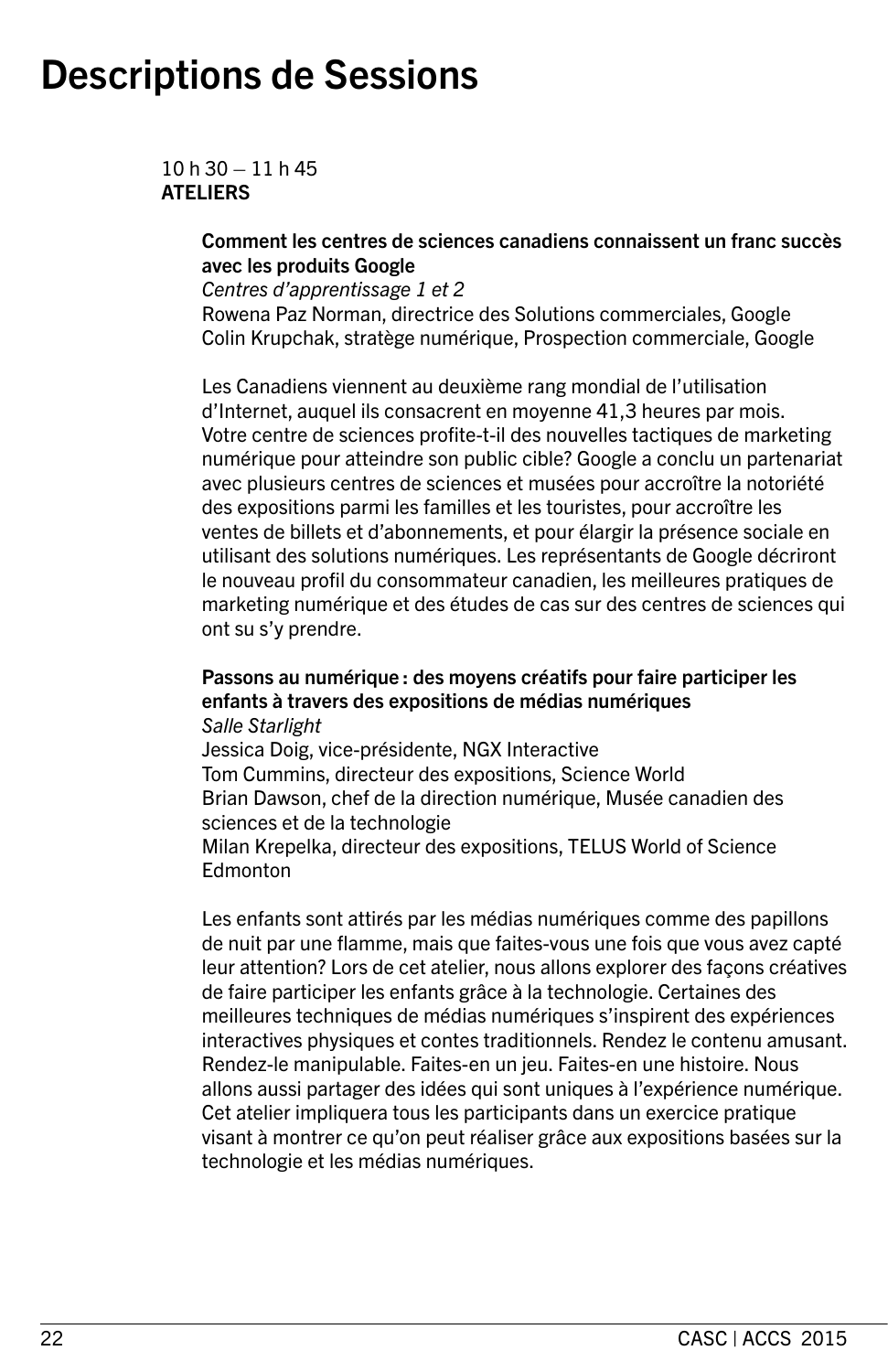# Descriptions de Sessions

10 h 30 – 11 h 45
**ATELIERS**

**Comment les centres de sciences canadiens connaissent un franc succès avec les produits Google**
*Centres d'apprentissage 1 et 2*
Rowena Paz Norman, directrice des Solutions commerciales, Google
Colin Krupchak, stratège numérique, Prospection commerciale, Google

Les Canadiens viennent au deuxième rang mondial de l'utilisation d'Internet, auquel ils consacrent en moyenne 41,3 heures par mois. Votre centre de sciences profite-t-il des nouvelles tactiques de marketing numérique pour atteindre son public cible? Google a conclu un partenariat avec plusieurs centres de sciences et musées pour accroître la notoriété des expositions parmi les familles et les touristes, pour accroître les ventes de billets et d'abonnements, et pour élargir la présence sociale en utilisant des solutions numériques. Les représentants de Google décriront le nouveau profil du consommateur canadien, les meilleures pratiques de marketing numérique et des études de cas sur des centres de sciences qui ont su s'y prendre.

**Passons au numérique : des moyens créatifs pour faire participer les enfants à travers des expositions de médias numériques**
*Salle Starlight*
Jessica Doig, vice-présidente, NGX Interactive
Tom Cummins, directeur des expositions, Science World
Brian Dawson, chef de la direction numérique, Musée canadien des sciences et de la technologie
Milan Krepelka, directeur des expositions, TELUS World of Science Edmonton

Les enfants sont attirés par les médias numériques comme des papillons de nuit par une flamme, mais que faites-vous une fois que vous avez capté leur attention? Lors de cet atelier, nous allons explorer des façons créatives de faire participer les enfants grâce à la technologie. Certaines des meilleures techniques de médias numériques s'inspirent des expériences interactives physiques et contes traditionnels. Rendez le contenu amusant. Rendez-le manipulable. Faites-en un jeu. Faites-en une histoire. Nous allons aussi partager des idées qui sont uniques à l'expérience numérique. Cet atelier impliquera tous les participants dans un exercice pratique visant à montrer ce qu'on peut réaliser grâce aux expositions basées sur la technologie et les médias numériques.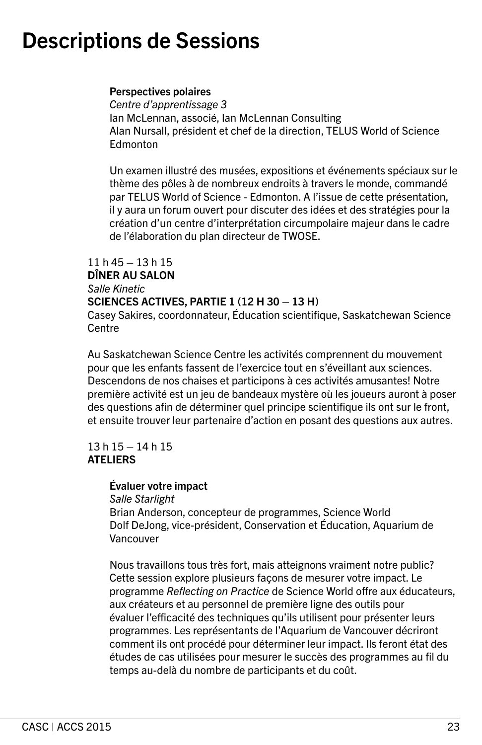# Descriptions de Sessions

**Perspectives polaires**
*Centre d'apprentissage 3*
Ian McLennan, associé, Ian McLennan Consulting
Alan Nursall, président et chef de la direction, TELUS World of Science Edmonton

Un examen illustré des musées, expositions et événements spéciaux sur le thème des pôles à de nombreux endroits à travers le monde, commandé par TELUS World of Science - Edmonton. A l'issue de cette présentation, il y aura un forum ouvert pour discuter des idées et des stratégies pour la création d'un centre d'interprétation circumpolaire majeur dans le cadre de l'élaboration du plan directeur de TWOSE.

11 h 45 – 13 h 15
**DÎNER AU SALON**
*Salle Kinetic*
**SCIENCES ACTIVES, PARTIE 1 (12 H 30 – 13 H)**
Casey Sakires, coordonnateur, Éducation scientifique, Saskatchewan Science Centre

Au Saskatchewan Science Centre les activités comprennent du mouvement pour que les enfants fassent de l'exercice tout en s'éveillant aux sciences. Descendons de nos chaises et participons à ces activités amusantes! Notre première activité est un jeu de bandeaux mystère où les joueurs auront à poser des questions afin de déterminer quel principe scientifique ils ont sur le front, et ensuite trouver leur partenaire d'action en posant des questions aux autres.

13 h 15 – 14 h 15
**ATELIERS**

**Évaluer votre impact**
*Salle Starlight*
Brian Anderson, concepteur de programmes, Science World
Dolf DeJong, vice-président, Conservation et Éducation, Aquarium de Vancouver

Nous travaillons tous très fort, mais atteignons vraiment notre public? Cette session explore plusieurs façons de mesurer votre impact. Le programme *Reflecting on Practice* de Science World offre aux éducateurs, aux créateurs et au personnel de première ligne des outils pour évaluer l'efficacité des techniques qu'ils utilisent pour présenter leurs programmes. Les représentants de l'Aquarium de Vancouver décriront comment ils ont procédé pour déterminer leur impact. Ils feront état des études de cas utilisées pour mesurer le succès des programmes au fil du temps au-delà du nombre de participants et du coût.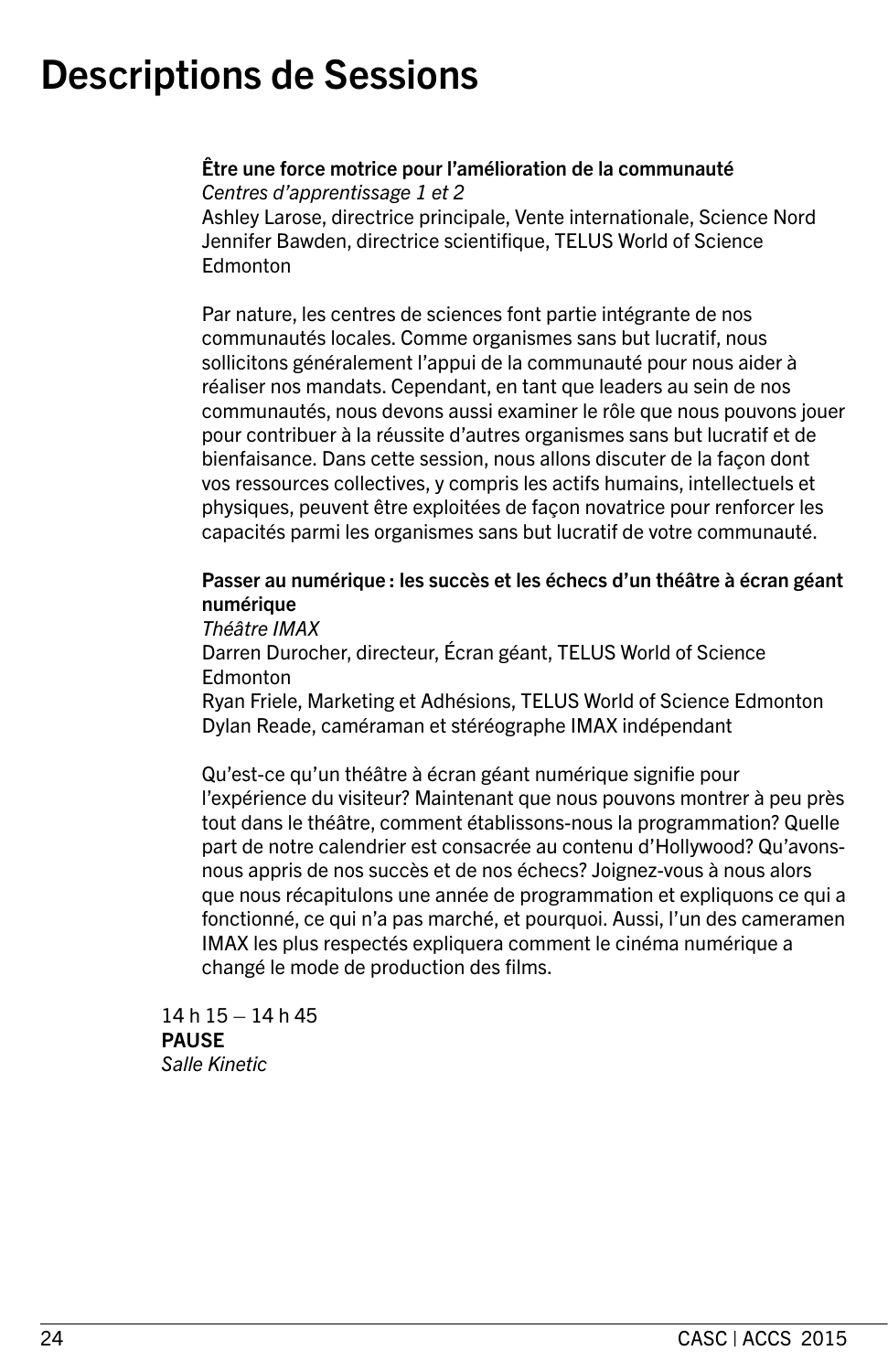# Descriptions de Sessions

**Être une force motrice pour l'amélioration de la communauté**
*Centres d'apprentissage 1 et 2*
Ashley Larose, directrice principale, Vente internationale, Science Nord
Jennifer Bawden, directrice scientifique, TELUS World of Science Edmonton

Par nature, les centres de sciences font partie intégrante de nos communautés locales. Comme organismes sans but lucratif, nous sollicitons généralement l'appui de la communauté pour nous aider à réaliser nos mandats. Cependant, en tant que leaders au sein de nos communautés, nous devons aussi examiner le rôle que nous pouvons jouer pour contribuer à la réussite d'autres organismes sans but lucratif et de bienfaisance. Dans cette session, nous allons discuter de la façon dont vos ressources collectives, y compris les actifs humains, intellectuels et physiques, peuvent être exploitées de façon novatrice pour renforcer les capacités parmi les organismes sans but lucratif de votre communauté.

**Passer au numérique : les succès et les échecs d'un théâtre à écran géant numérique**
*Théâtre IMAX*
Darren Durocher, directeur, Écran géant, TELUS World of Science Edmonton
Ryan Friele, Marketing et Adhésions, TELUS World of Science Edmonton
Dylan Reade, caméraman et stéréographe IMAX indépendant

Qu'est-ce qu'un théâtre à écran géant numérique signifie pour l'expérience du visiteur? Maintenant que nous pouvons montrer à peu près tout dans le théâtre, comment établissons-nous la programmation? Quelle part de notre calendrier est consacrée au contenu d'Hollywood? Qu'avons-nous appris de nos succès et de nos échecs? Joignez-vous à nous alors que nous récapitulons une année de programmation et expliquons ce qui a fonctionné, ce qui n'a pas marché, et pourquoi. Aussi, l'un des cameramen IMAX les plus respectés expliquera comment le cinéma numérique a changé le mode de production des films.

14 h 15 – 14 h 45
**PAUSE**
*Salle Kinetic*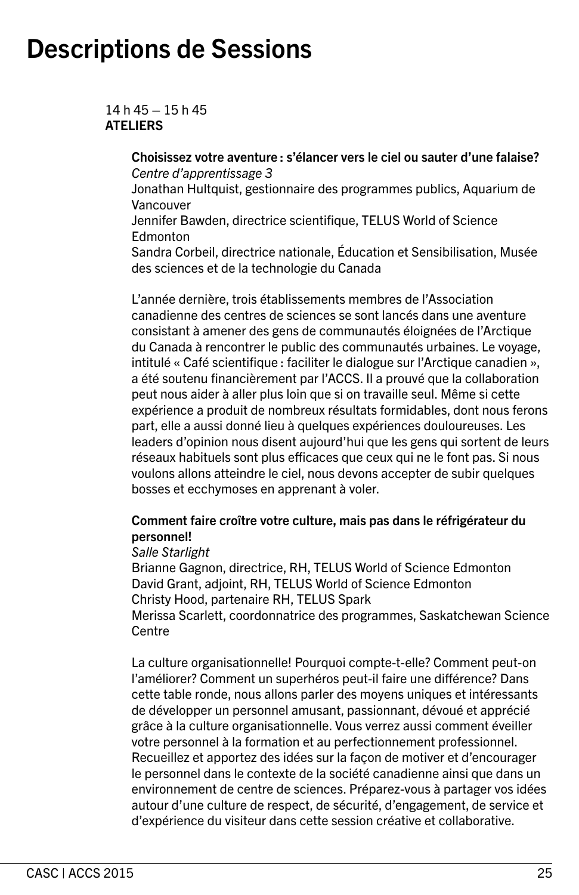# Descriptions de Sessions

14 h 45 – 15 h 45
**ATELIERS**

**Choisissez votre aventure : s'élancer vers le ciel ou sauter d'une falaise?**
*Centre d'apprentissage 3*
Jonathan Hultquist, gestionnaire des programmes publics, Aquarium de Vancouver
Jennifer Bawden, directrice scientifique, TELUS World of Science Edmonton
Sandra Corbeil, directrice nationale, Éducation et Sensibilisation, Musée des sciences et de la technologie du Canada

L'année dernière, trois établissements membres de l'Association canadienne des centres de sciences se sont lancés dans une aventure consistant à amener des gens de communautés éloignées de l'Arctique du Canada à rencontrer le public des communautés urbaines. Le voyage, intitulé « Café scientifique : faciliter le dialogue sur l'Arctique canadien », a été soutenu financièrement par l'ACCS. Il a prouvé que la collaboration peut nous aider à aller plus loin que si on travaille seul. Même si cette expérience a produit de nombreux résultats formidables, dont nous ferons part, elle a aussi donné lieu à quelques expériences douloureuses. Les leaders d'opinion nous disent aujourd'hui que les gens qui sortent de leurs réseaux habituels sont plus efficaces que ceux qui ne le font pas. Si nous voulons allons atteindre le ciel, nous devons accepter de subir quelques bosses et ecchymoses en apprenant à voler.

**Comment faire croître votre culture, mais pas dans le réfrigérateur du personnel!**
*Salle Starlight*
Brianne Gagnon, directrice, RH, TELUS World of Science Edmonton
David Grant, adjoint, RH, TELUS World of Science Edmonton
Christy Hood, partenaire RH, TELUS Spark
Merissa Scarlett, coordonnatrice des programmes, Saskatchewan Science Centre

La culture organisationnelle! Pourquoi compte-t-elle? Comment peut-on l'améliorer? Comment un superhéros peut-il faire une différence? Dans cette table ronde, nous allons parler des moyens uniques et intéressants de développer un personnel amusant, passionnant, dévoué et apprécié grâce à la culture organisationnelle. Vous verrez aussi comment éveiller votre personnel à la formation et au perfectionnement professionnel. Recueillez et apportez des idées sur la façon de motiver et d'encourager le personnel dans le contexte de la société canadienne ainsi que dans un environnement de centre de sciences. Préparez-vous à partager vos idées autour d'une culture de respect, de sécurité, d'engagement, de service et d'expérience du visiteur dans cette session créative et collaborative.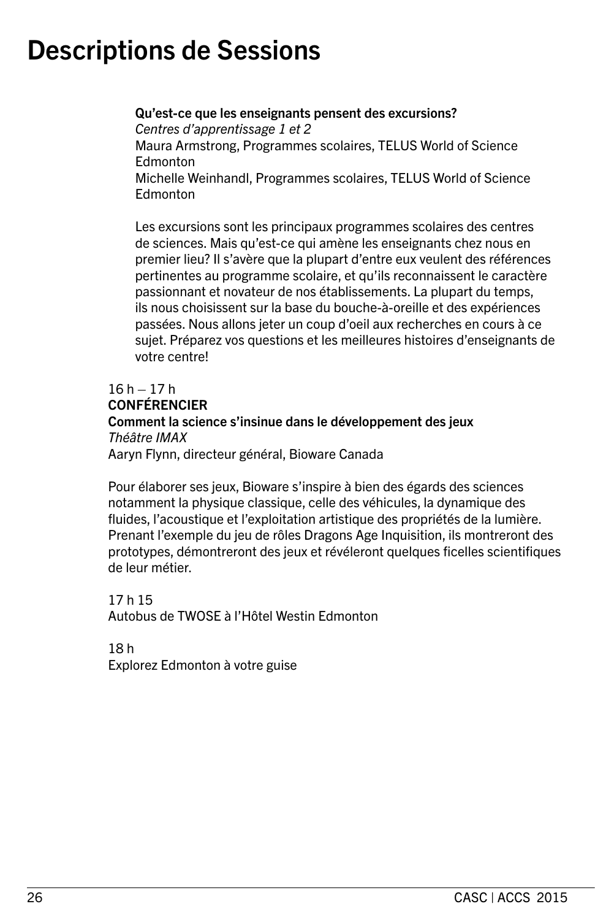# Descriptions de Sessions

**Qu'est-ce que les enseignants pensent des excursions?**
*Centres d'apprentissage 1 et 2*
Maura Armstrong, Programmes scolaires, TELUS World of Science Edmonton
Michelle Weinhandl, Programmes scolaires, TELUS World of Science Edmonton

Les excursions sont les principaux programmes scolaires des centres de sciences. Mais qu'est-ce qui amène les enseignants chez nous en premier lieu? Il s'avère que la plupart d'entre eux veulent des références pertinentes au programme scolaire, et qu'ils reconnaissent le caractère passionnant et novateur de nos établissements. La plupart du temps, ils nous choisissent sur la base du bouche-à-oreille et des expériences passées. Nous allons jeter un coup d'oeil aux recherches en cours à ce sujet. Préparez vos questions et les meilleures histoires d'enseignants de votre centre!

16 h – 17 h
**CONFÉRENCIER**
**Comment la science s'insinue dans le développement des jeux**
*Théâtre IMAX*
Aaryn Flynn, directeur général, Bioware Canada

Pour élaborer ses jeux, Bioware s'inspire à bien des égards des sciences notamment la physique classique, celle des véhicules, la dynamique des fluides, l'acoustique et l'exploitation artistique des propriétés de la lumière. Prenant l'exemple du jeu de rôles Dragons Age Inquisition, ils montreront des prototypes, démontreront des jeux et révéleront quelques ficelles scientifiques de leur métier.

17 h 15
Autobus de TWOSE à l'Hôtel Westin Edmonton

18 h
Explorez Edmonton à votre guise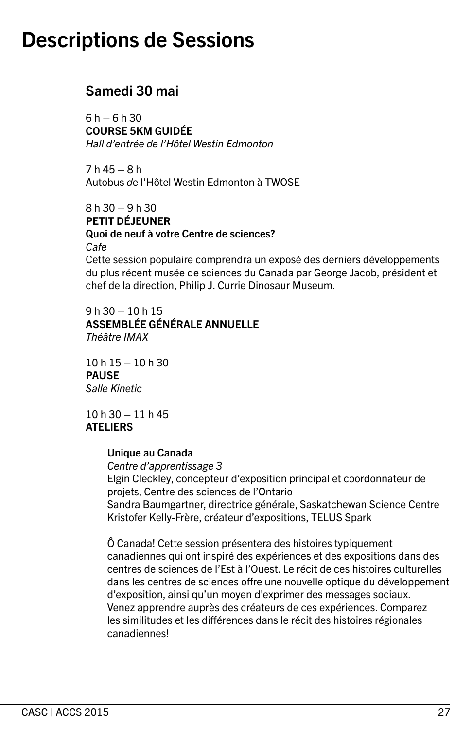# Descriptions de Sessions

## Samedi 30 mai

6 h – 6 h 30
**COURSE 5KM GUIDÉE**
*Hall d'entrée de l'Hôtel Westin Edmonton*

7 h 45 – 8 h
Autobus *de* l'Hôtel Westin Edmonton à TWOSE

8 h 30 – 9 h 30
**PETIT DÉJEUNER**
**Quoi de neuf à votre Centre de sciences?**
*Cafe*
Cette session populaire comprendra un exposé des derniers développements du plus récent musée de sciences du Canada par George Jacob, président et chef de la direction, Philip J. Currie Dinosaur Museum.

9 h 30 – 10 h 15
**ASSEMBLÉE GÉNÉRALE ANNUELLE**
*Théâtre IMAX*

10 h 15 – 10 h 30
**PAUSE**
*Salle Kinetic*

10 h 30 – 11 h 45
**ATELIERS**

**Unique au Canada**
*Centre d'apprentissage 3*
Elgin Cleckley, concepteur d'exposition principal et coordonnateur de projets, Centre des sciences de l'Ontario
Sandra Baumgartner, directrice générale, Saskatchewan Science Centre
Kristofer Kelly-Frère, créateur d'expositions, TELUS Spark

Ô Canada! Cette session présentera des histoires typiquement canadiennes qui ont inspiré des expériences et des expositions dans des centres de sciences de l'Est à l'Ouest. Le récit de ces histoires culturelles dans les centres de sciences offre une nouvelle optique du développement d'exposition, ainsi qu'un moyen d'exprimer des messages sociaux. Venez apprendre auprès des créateurs de ces expériences. Comparez les similitudes et les différences dans le récit des histoires régionales canadiennes!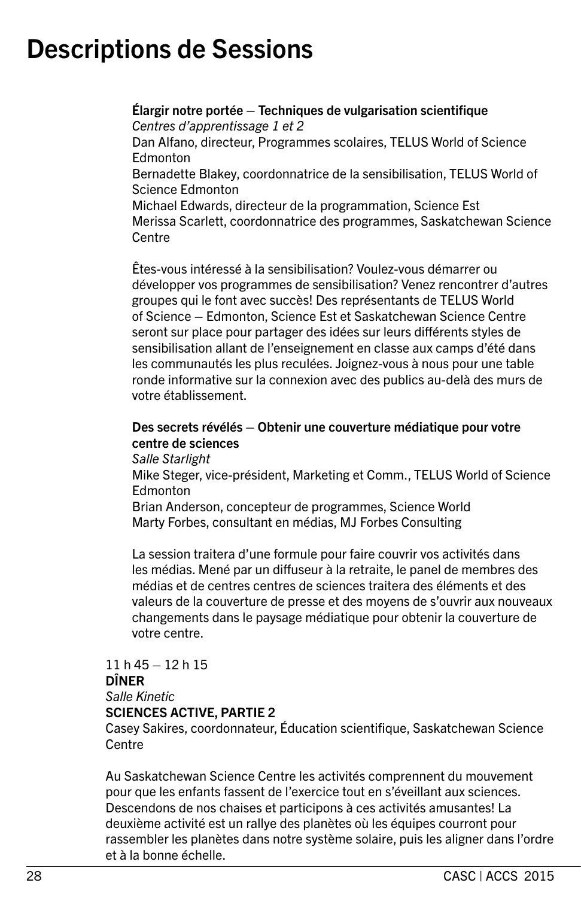# Descriptions de Sessions

**Élargir notre portée – Techniques de vulgarisation scientifique**
*Centres d'apprentissage 1 et 2*
Dan Alfano, directeur, Programmes scolaires, TELUS World of Science Edmonton
Bernadette Blakey, coordonnatrice de la sensibilisation, TELUS World of Science Edmonton
Michael Edwards, directeur de la programmation, Science Est
Merissa Scarlett, coordonnatrice des programmes, Saskatchewan Science Centre

Êtes-vous intéressé à la sensibilisation? Voulez-vous démarrer ou développer vos programmes de sensibilisation? Venez rencontrer d'autres groupes qui le font avec succès! Des représentants de TELUS World of Science – Edmonton, Science Est et Saskatchewan Science Centre seront sur place pour partager des idées sur leurs différents styles de sensibilisation allant de l'enseignement en classe aux camps d'été dans les communautés les plus reculées. Joignez-vous à nous pour une table ronde informative sur la connexion avec des publics au-delà des murs de votre établissement.

**Des secrets révélés – Obtenir une couverture médiatique pour votre centre de sciences**
*Salle Starlight*
Mike Steger, vice-président, Marketing et Comm., TELUS World of Science Edmonton
Brian Anderson, concepteur de programmes, Science World
Marty Forbes, consultant en médias, MJ Forbes Consulting

La session traitera d'une formule pour faire couvrir vos activités dans les médias. Mené par un diffuseur à la retraite, le panel de membres des médias et de centres centres de sciences traitera des éléments et des valeurs de la couverture de presse et des moyens de s'ouvrir aux nouveaux changements dans le paysage médiatique pour obtenir la couverture de votre centre.

11 h 45 – 12 h 15
**DÎNER**
*Salle Kinetic*
**SCIENCES ACTIVE, PARTIE 2**
Casey Sakires, coordonnateur, Éducation scientifique, Saskatchewan Science Centre

Au Saskatchewan Science Centre les activités comprennent du mouvement pour que les enfants fassent de l'exercice tout en s'éveillant aux sciences. Descendons de nos chaises et participons à ces activités amusantes! La deuxième activité est un rallye des planètes où les équipes courront pour rassembler les planètes dans notre système solaire, puis les aligner dans l'ordre et à la bonne échelle.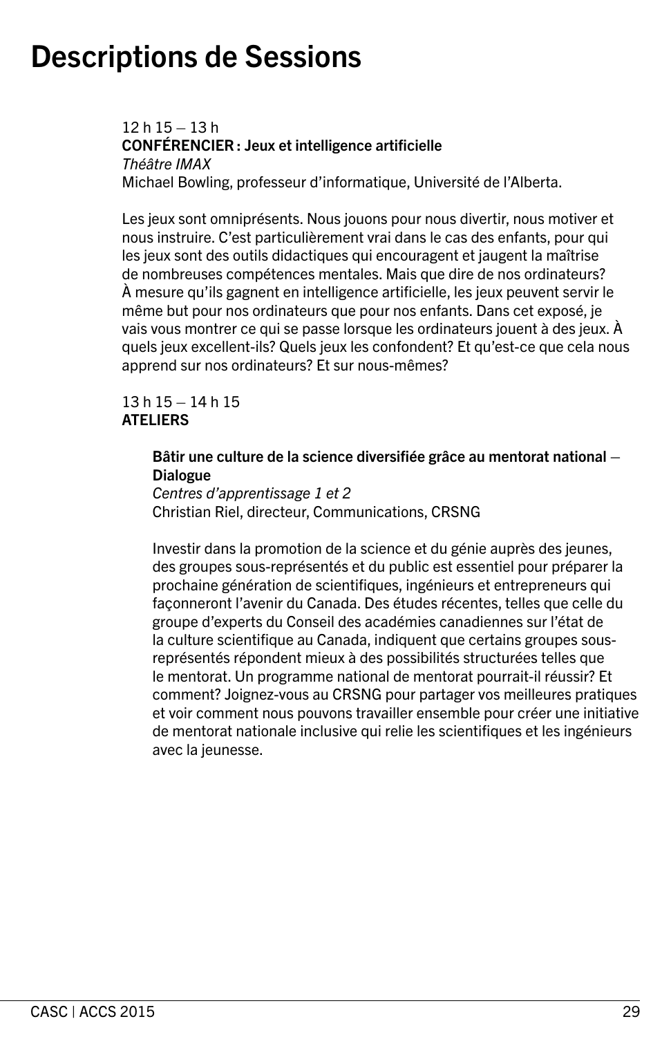# Descriptions de Sessions

12 h 15 – 13 h
**CONFÉRENCIER : Jeux et intelligence artificielle**
*Théâtre IMAX*
Michael Bowling, professeur d'informatique, Université de l'Alberta.

Les jeux sont omniprésents. Nous jouons pour nous divertir, nous motiver et nous instruire. C'est particulièrement vrai dans le cas des enfants, pour qui les jeux sont des outils didactiques qui encouragent et jaugent la maîtrise de nombreuses compétences mentales. Mais que dire de nos ordinateurs? À mesure qu'ils gagnent en intelligence artificielle, les jeux peuvent servir le même but pour nos ordinateurs que pour nos enfants. Dans cet exposé, je vais vous montrer ce qui se passe lorsque les ordinateurs jouent à des jeux. À quels jeux excellent-ils? Quels jeux les confondent? Et qu'est-ce que cela nous apprend sur nos ordinateurs? Et sur nous-mêmes?

13 h 15 – 14 h 15
**ATELIERS**

**Bâtir une culture de la science diversifiée grâce au mentorat national – Dialogue**
*Centres d'apprentissage 1 et 2*
Christian Riel, directeur, Communications, CRSNG

Investir dans la promotion de la science et du génie auprès des jeunes, des groupes sous-représentés et du public est essentiel pour préparer la prochaine génération de scientifiques, ingénieurs et entrepreneurs qui façonneront l'avenir du Canada. Des études récentes, telles que celle du groupe d'experts du Conseil des académies canadiennes sur l'état de la culture scientifique au Canada, indiquent que certains groupes sous-représentés répondent mieux à des possibilités structurées telles que le mentorat. Un programme national de mentorat pourrait-il réussir? Et comment? Joignez-vous au CRSNG pour partager vos meilleures pratiques et voir comment nous pouvons travailler ensemble pour créer une initiative de mentorat nationale inclusive qui relie les scientifiques et les ingénieurs avec la jeunesse.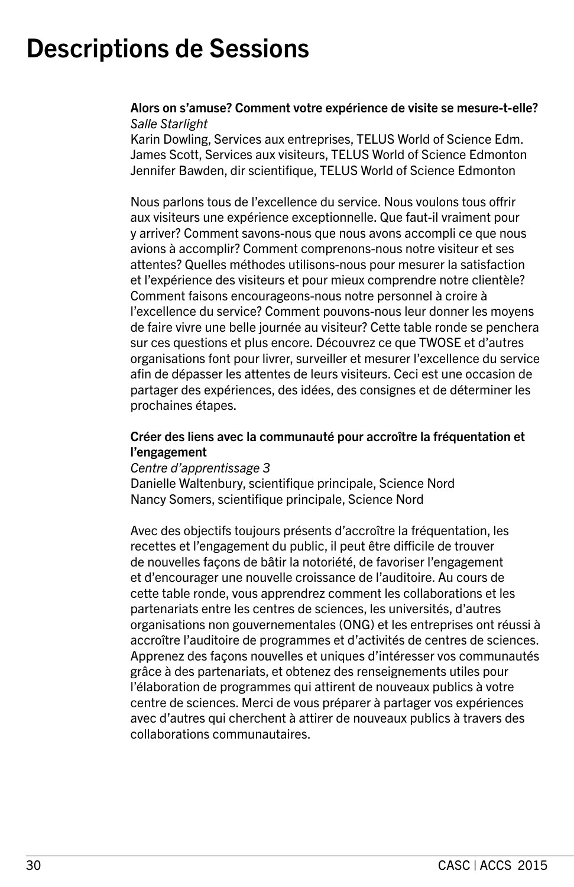# Descriptions de Sessions

**Alors on s'amuse? Comment votre expérience de visite se mesure-t-elle?**
*Salle Starlight*
Karin Dowling, Services aux entreprises, TELUS World of Science Edm.
James Scott, Services aux visiteurs, TELUS World of Science Edmonton
Jennifer Bawden, dir scientifique, TELUS World of Science Edmonton

Nous parlons tous de l'excellence du service. Nous voulons tous offrir aux visiteurs une expérience exceptionnelle. Que faut-il vraiment pour y arriver? Comment savons-nous que nous avons accompli ce que nous avions à accomplir? Comment comprenons-nous notre visiteur et ses attentes? Quelles méthodes utilisons-nous pour mesurer la satisfaction et l'expérience des visiteurs et pour mieux comprendre notre clientèle? Comment faisons encourageons-nous notre personnel à croire à l'excellence du service? Comment pouvons-nous leur donner les moyens de faire vivre une belle journée au visiteur? Cette table ronde se penchera sur ces questions et plus encore. Découvrez ce que TWOSE et d'autres organisations font pour livrer, surveiller et mesurer l'excellence du service afin de dépasser les attentes de leurs visiteurs. Ceci est une occasion de partager des expériences, des idées, des consignes et de déterminer les prochaines étapes.

**Créer des liens avec la communauté pour accroître la fréquentation et l'engagement**
*Centre d'apprentissage 3*
Danielle Waltenbury, scientifique principale, Science Nord
Nancy Somers, scientifique principale, Science Nord

Avec des objectifs toujours présents d'accroître la fréquentation, les recettes et l'engagement du public, il peut être difficile de trouver de nouvelles façons de bâtir la notoriété, de favoriser l'engagement et d'encourager une nouvelle croissance de l'auditoire. Au cours de cette table ronde, vous apprendrez comment les collaborations et les partenariats entre les centres de sciences, les universités, d'autres organisations non gouvernementales (ONG) et les entreprises ont réussi à accroître l'auditoire de programmes et d'activités de centres de sciences. Apprenez des façons nouvelles et uniques d'intéresser vos communautés grâce à des partenariats, et obtenez des renseignements utiles pour l'élaboration de programmes qui attirent de nouveaux publics à votre centre de sciences. Merci de vous préparer à partager vos expériences avec d'autres qui cherchent à attirer de nouveaux publics à travers des collaborations communautaires.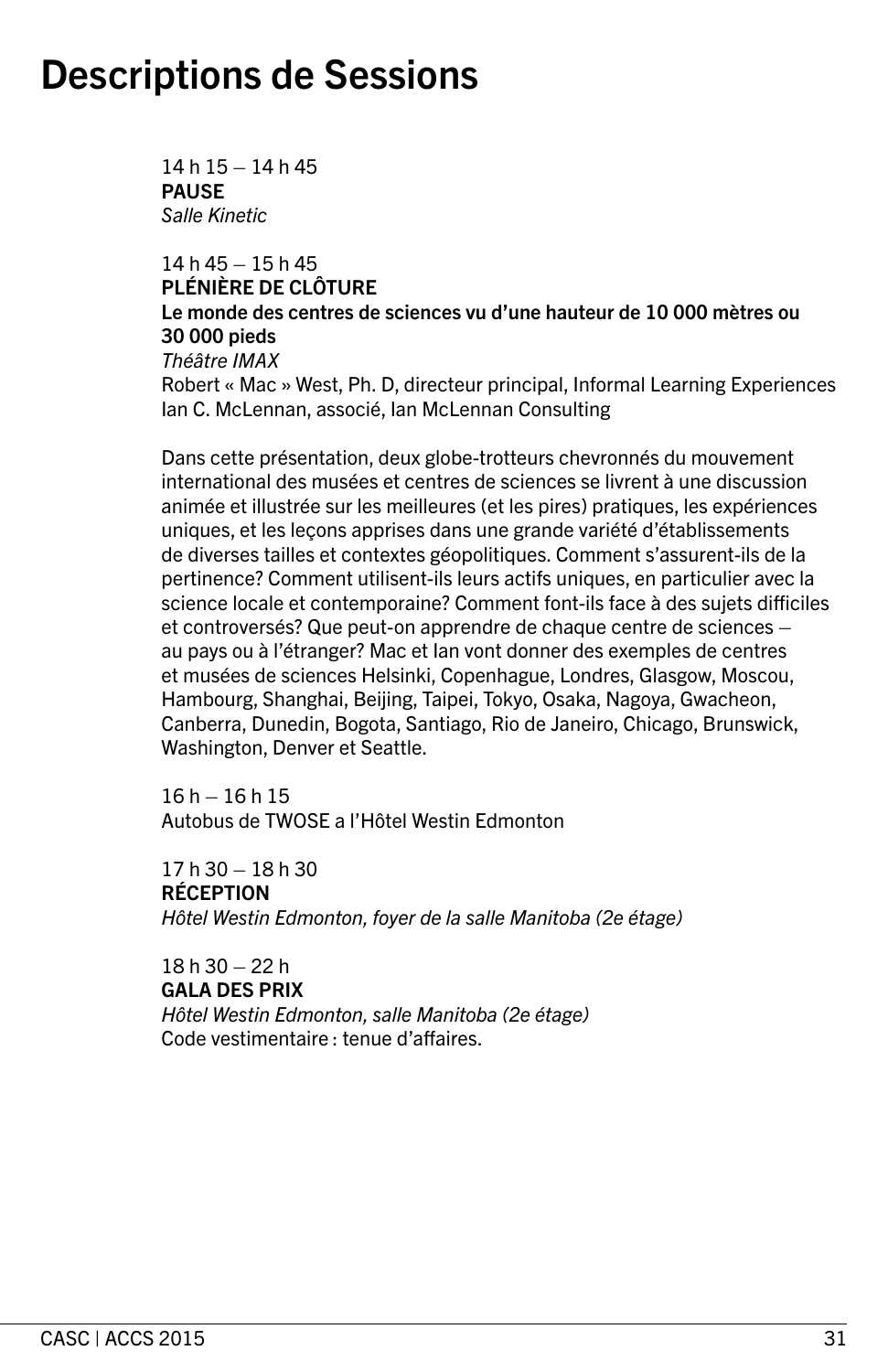# Descriptions de Sessions

14 h 15 – 14 h 45
**PAUSE**
*Salle Kinetic*

14 h 45 – 15 h 45
**PLÉNIÈRE DE CLÔTURE**
**Le monde des centres de sciences vu d'une hauteur de 10 000 mètres ou 30 000 pieds**
*Théâtre IMAX*
Robert « Mac » West, Ph. D, directeur principal, Informal Learning Experiences
Ian C. McLennan, associé, Ian McLennan Consulting

Dans cette présentation, deux globe-trotteurs chevronnés du mouvement international des musées et centres de sciences se livrent à une discussion animée et illustrée sur les meilleures (et les pires) pratiques, les expériences uniques, et les leçons apprises dans une grande variété d'établissements de diverses tailles et contextes géopolitiques. Comment s'assurent-ils de la pertinence? Comment utilisent-ils leurs actifs uniques, en particulier avec la science locale et contemporaine? Comment font-ils face à des sujets difficiles et controversés? Que peut-on apprendre de chaque centre de sciences – au pays ou à l'étranger? Mac et Ian vont donner des exemples de centres et musées de sciences Helsinki, Copenhague, Londres, Glasgow, Moscou, Hambourg, Shanghai, Beijing, Taipei, Tokyo, Osaka, Nagoya, Gwacheon, Canberra, Dunedin, Bogota, Santiago, Rio de Janeiro, Chicago, Brunswick, Washington, Denver et Seattle.

16 h – 16 h 15
Autobus de TWOSE a l'Hôtel Westin Edmonton

17 h 30 – 18 h 30
**RÉCEPTION**
*Hôtel Westin Edmonton, foyer de la salle Manitoba (2e étage)*

18 h 30 – 22 h
**GALA DES PRIX**
*Hôtel Westin Edmonton, salle Manitoba (2e étage)*
Code vestimentaire : tenue d'affaires.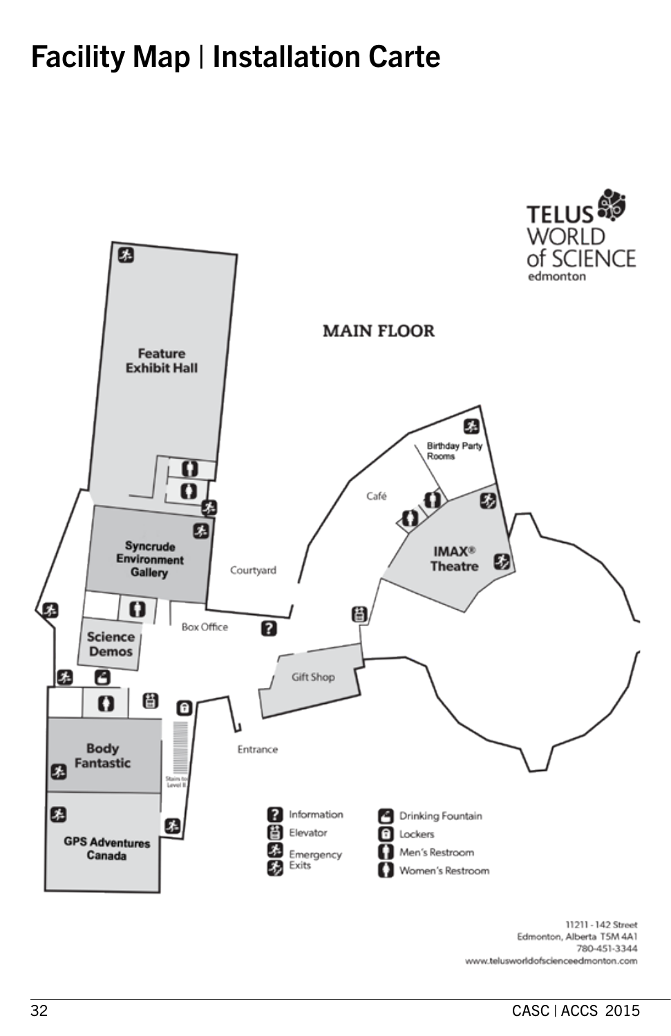# Facility Map | Installation Carte

TELUS WORLD of SCIENCE edmonton

MAIN FLOOR

Feature Exhibit Hall

Syncrude Environment Gallery

Courtyard

Birthday Party Rooms

Café

IMAX® Theatre

Science Demos

Box Office

Gift Shop

Body Fantastic

Stairs to Level II

Entrance

GPS Adventures Canada

- Information
- Elevator
- Emergency Exits
- Drinking Fountain
- Lockers
- Men's Restroom
- Women's Restroom

11211 - 142 Street
Edmonton, Alberta T5M 4A1
780-451-3344
www.telusworldofscienceedmonton.com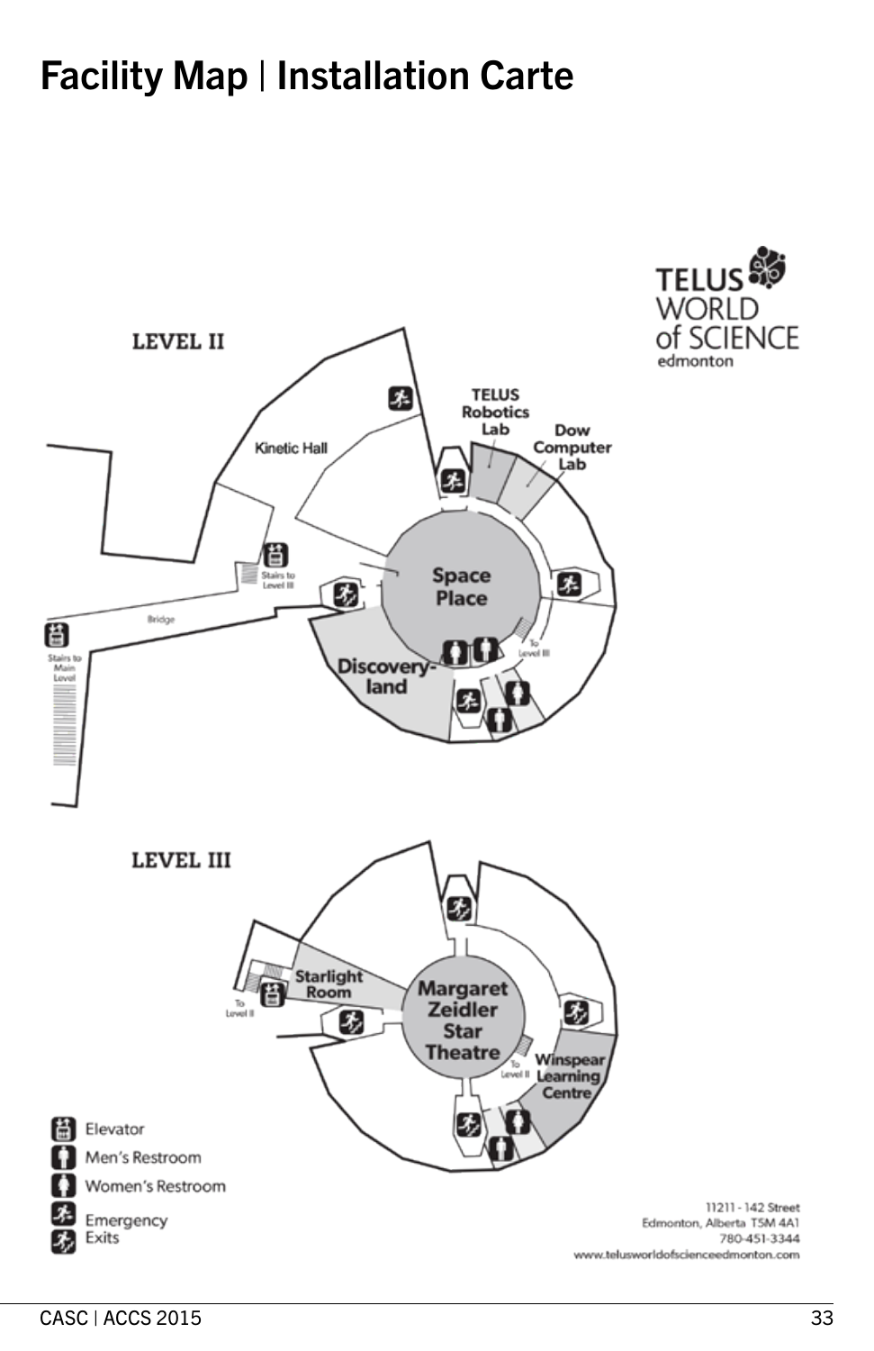# Facility Map | Installation Carte

TELUS WORLD of SCIENCE edmonton

**LEVEL II**

Kinetic Hall

TELUS Robotics Lab

Dow Computer Lab

Stairs to Level III

Space Place

Bridge

Stairs to Main Level

Discovery-land

To Level III

**LEVEL III**

Starlight Room

To Level II

Margaret Zeidler Star Theatre

To Level II

Winspear Learning Centre

- Elevator
- Men's Restroom
- Women's Restroom
- Emergency Exits

11211 - 142 Street
Edmonton, Alberta T5M 4A1
780-451-3344
www.telusworldofscienceedmonton.com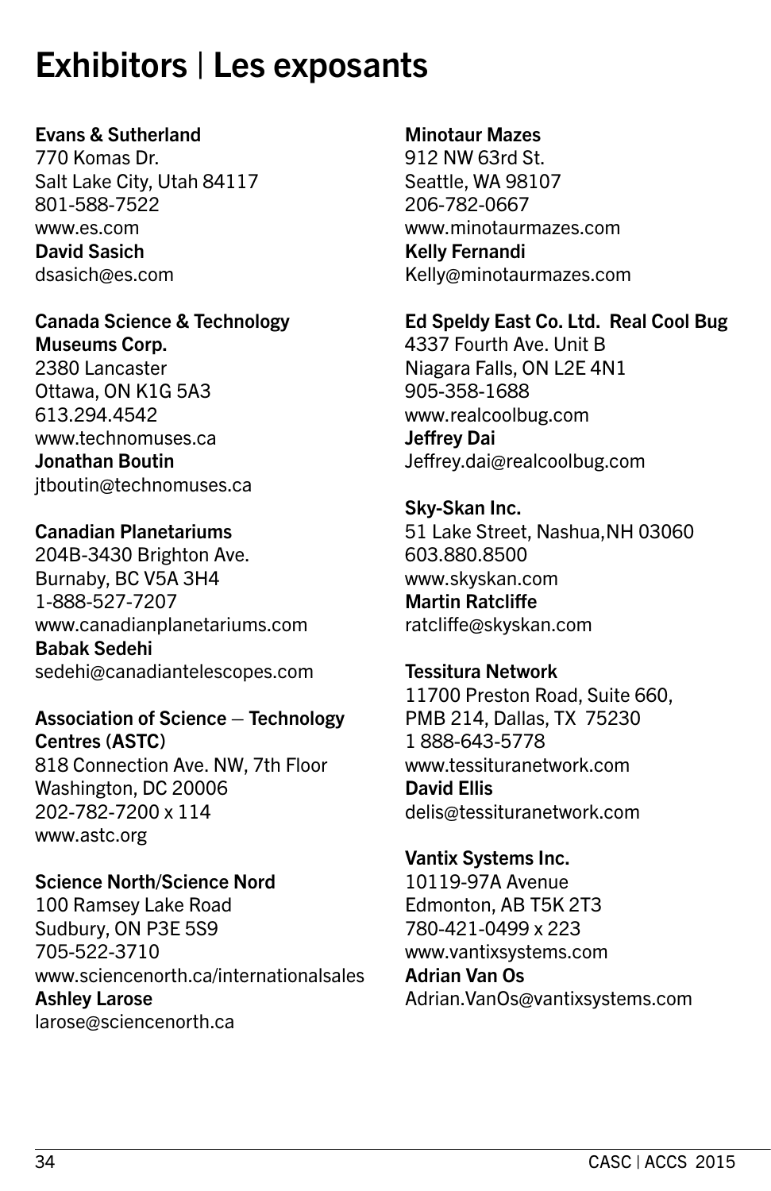# Exhibitors | Les exposants

**Evans & Sutherland**
770 Komas Dr.
Salt Lake City, Utah 84117
801-588-7522
www.es.com
**David Sasich**
dsasich@es.com

**Canada Science & Technology Museums Corp.**
2380 Lancaster
Ottawa, ON K1G 5A3
613.294.4542
www.technomuses.ca
**Jonathan Boutin**
jtboutin@technomuses.ca

**Canadian Planetariums**
204B-3430 Brighton Ave.
Burnaby, BC V5A 3H4
1-888-527-7207
www.canadianplanetariums.com
**Babak Sedehi**
sedehi@canadiantelescopes.com

**Association of Science – Technology Centres (ASTC)**
818 Connection Ave. NW, 7th Floor
Washington, DC 20006
202-782-7200 x 114
www.astc.org

**Science North/Science Nord**
100 Ramsey Lake Road
Sudbury, ON P3E 5S9
705-522-3710
www.sciencenorth.ca/internationalsales
**Ashley Larose**
larose@sciencenorth.ca

**Minotaur Mazes**
912 NW 63rd St.
Seattle, WA 98107
206-782-0667
www.minotaurmazes.com
**Kelly Fernandi**
Kelly@minotaurmazes.com

**Ed Speldy East Co. Ltd. Real Cool Bug**
4337 Fourth Ave. Unit B
Niagara Falls, ON L2E 4N1
905-358-1688
www.realcoolbug.com
**Jeffrey Dai**
Jeffrey.dai@realcoolbug.com

**Sky-Skan Inc.**
51 Lake Street, Nashua,NH 03060
603.880.8500
www.skyskan.com
**Martin Ratcliffe**
ratcliffe@skyskan.com

**Tessitura Network**
11700 Preston Road, Suite 660,
PMB 214, Dallas, TX 75230
1 888-643-5778
www.tessituranetwork.com
**David Ellis**
delis@tessituranetwork.com

**Vantix Systems Inc.**
10119-97A Avenue
Edmonton, AB T5K 2T3
780-421-0499 x 223
www.vantixsystems.com
**Adrian Van Os**
Adrian.VanOs@vantixsystems.com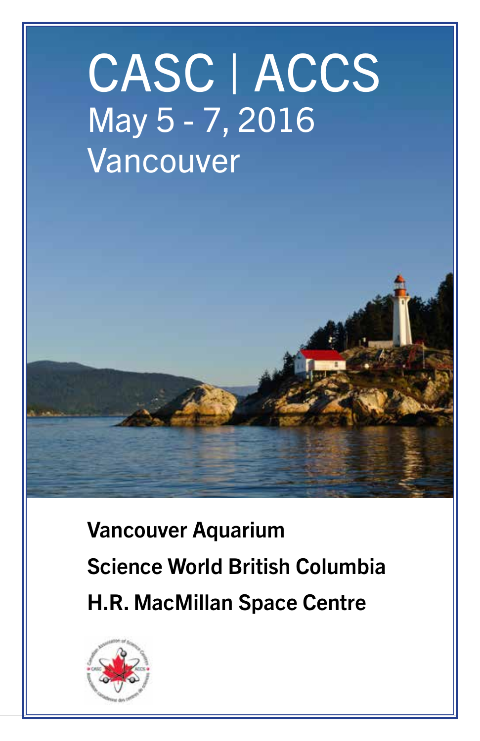# CASC | ACCS

## May 5 - 7, 2016

## Vancouver

**Vancouver Aquarium**

**Science World British Columbia**

**H.R. MacMillan Space Centre**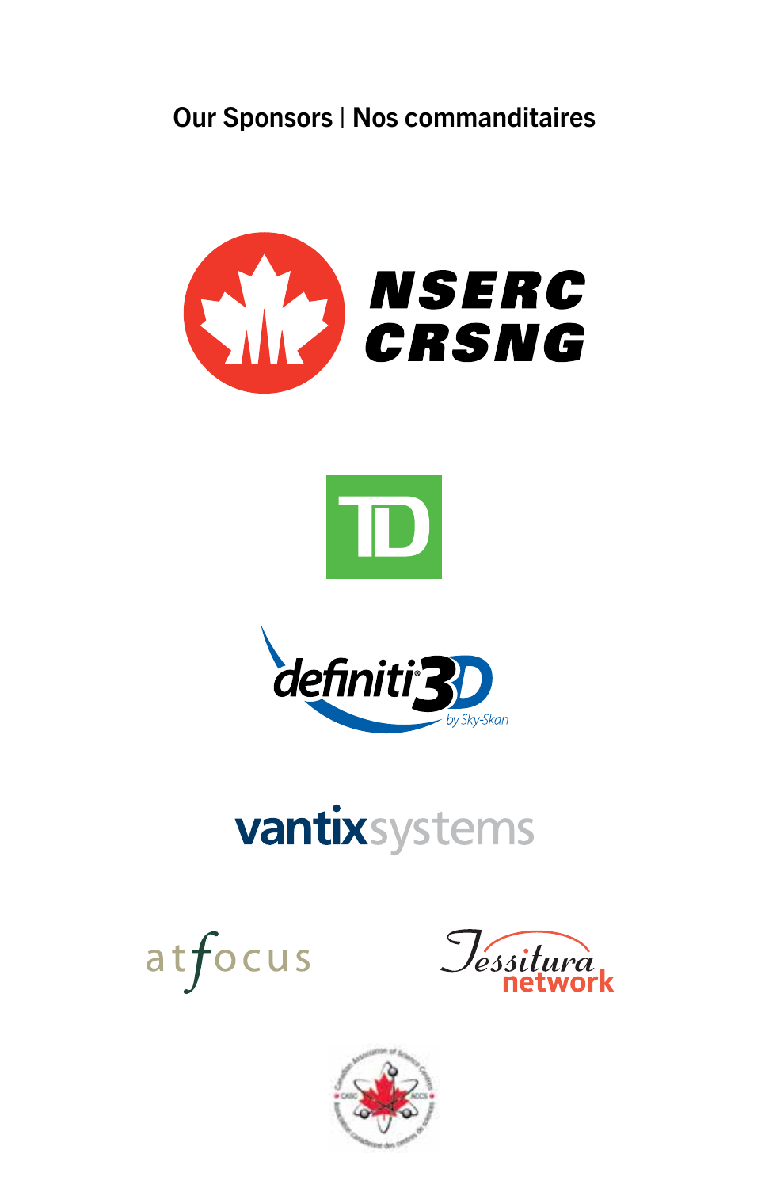**Our Sponsors | Nos commanditaires**

NSERC
CRSNG

TD

definiti3D
by Sky-Skan

vantixsystems

atfocus

Tessitura network